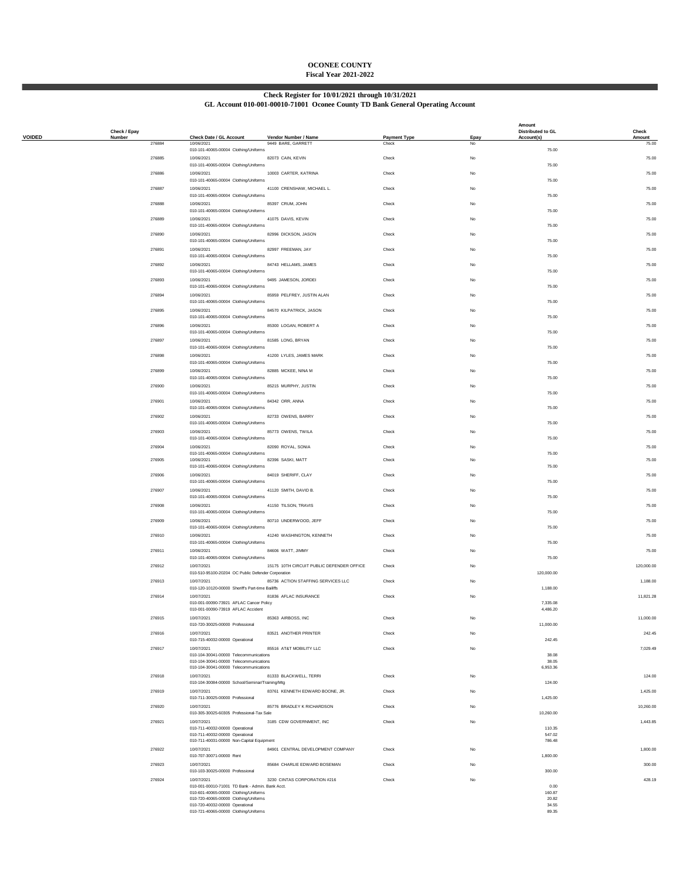# OCONEE COUNTY

**Fiscal Year 2021-2022**

## Check Register for 10/01/2021 through 10/31/2021

**GL Account 010-001-00010-71001 Oconee County TD Bank General Operating Account**

| VOIDED | Check / Epay Number | Check Date / GL Account | Vendor Number / Name | Payment Type | Epay | Amount Distributed to GL Account(s) | Check Amount |
|---|---|---|---|---|---|---|---|
| | 276884 | 10/06/2021 | 9449 BARE, GARRETT | Check | No | | 75.00 |
| | | 010-101-40065-00004 Clothing/Uniforms | | | | 75.00 | |
| | 276885 | 10/06/2021 | 82073 CAIN, KEVIN | Check | No | | 75.00 |
| | | 010-101-40065-00004 Clothing/Uniforms | | | | 75.00 | |
| | 276886 | 10/06/2021 | 10003 CARTER, KATRINA | Check | No | | 75.00 |
| | | 010-101-40065-00004 Clothing/Uniforms | | | | 75.00 | |
| | 276887 | 10/06/2021 | 41100 CRENSHAW, MICHAEL L. | Check | No | | 75.00 |
| | | 010-101-40065-00004 Clothing/Uniforms | | | | 75.00 | |
| | 276888 | 10/06/2021 | 85397 CRUM, JOHN | Check | No | | 75.00 |
| | | 010-101-40065-00004 Clothing/Uniforms | | | | 75.00 | |
| | 276889 | 10/06/2021 | 41075 DAVIS, KEVIN | Check | No | | 75.00 |
| | | 010-101-40065-00004 Clothing/Uniforms | | | | 75.00 | |
| | 276890 | 10/06/2021 | 82996 DICKSON, JASON | Check | No | | 75.00 |
| | | 010-101-40065-00004 Clothing/Uniforms | | | | 75.00 | |
| | 276891 | 10/06/2021 | 82997 FREEMAN, JAY | Check | No | | 75.00 |
| | | 010-101-40065-00004 Clothing/Uniforms | | | | 75.00 | |
| | 276892 | 10/06/2021 | 84743 HELLAMS, JAMES | Check | No | | 75.00 |
| | | 010-101-40065-00004 Clothing/Uniforms | | | | 75.00 | |
| | 276893 | 10/06/2021 | 9495 JAMESON, JORDEI | Check | No | | 75.00 |
| | | 010-101-40065-00004 Clothing/Uniforms | | | | 75.00 | |
| | 276894 | 10/06/2021 | 85959 PELFREY, JUSTIN ALAN | Check | No | | 75.00 |
| | | 010-101-40065-00004 Clothing/Uniforms | | | | 75.00 | |
| | 276895 | 10/06/2021 | 84570 KILPATRICK, JASON | Check | No | | 75.00 |
| | | 010-101-40065-00004 Clothing/Uniforms | | | | 75.00 | |
| | 276896 | 10/06/2021 | 85300 LOGAN, ROBERT A | Check | No | | 75.00 |
| | | 010-101-40065-00004 Clothing/Uniforms | | | | 75.00 | |
| | 276897 | 10/06/2021 | 81585 LONG, BRYAN | Check | No | | 75.00 |
| | | 010-101-40065-00004 Clothing/Uniforms | | | | 75.00 | |
| | 276898 | 10/06/2021 | 41200 LYLES, JAMES MARK | Check | No | | 75.00 |
| | | 010-101-40065-00004 Clothing/Uniforms | | | | 75.00 | |
| | 276899 | 10/06/2021 | 82885 MCKEE, NINA M | Check | No | | 75.00 |
| | | 010-101-40065-00004 Clothing/Uniforms | | | | 75.00 | |
| | 276900 | 10/06/2021 | 85215 MURPHY, JUSTIN | Check | No | | 75.00 |
| | | 010-101-40065-00004 Clothing/Uniforms | | | | 75.00 | |
| | 276901 | 10/06/2021 | 84342 ORR, ANNA | Check | No | | 75.00 |
| | | 010-101-40065-00004 Clothing/Uniforms | | | | 75.00 | |
| | 276902 | 10/06/2021 | 82733 OWENS, BARRY | Check | No | | 75.00 |
| | | 010-101-40065-00004 Clothing/Uniforms | | | | 75.00 | |
| | 276903 | 10/06/2021 | 85773 OWENS, TWILA | Check | No | | 75.00 |
| | | 010-101-40065-00004 Clothing/Uniforms | | | | 75.00 | |
| | 276904 | 10/06/2021 | 82090 ROYAL, SONIA | Check | No | | 75.00 |
| | | 010-101-40065-00004 Clothing/Uniforms | | | | 75.00 | |
| | 276905 | 10/06/2021 | 82396 SASKI, MATT | Check | No | | 75.00 |
| | | 010-101-40065-00004 Clothing/Uniforms | | | | 75.00 | |
| | 276906 | 10/06/2021 | 84019 SHERIFF, CLAY | Check | No | | 75.00 |
| | | 010-101-40065-00004 Clothing/Uniforms | | | | 75.00 | |
| | 276907 | 10/06/2021 | 41120 SMITH, DAVID B. | Check | No | | 75.00 |
| | | 010-101-40065-00004 Clothing/Uniforms | | | | 75.00 | |
| | 276908 | 10/06/2021 | 41150 TILSON, TRAVIS | Check | No | | 75.00 |
| | | 010-101-40065-00004 Clothing/Uniforms | | | | 75.00 | |
| | 276909 | 10/06/2021 | 80710 UNDERWOOD, JEFF | Check | No | | 75.00 |
| | | 010-101-40065-00004 Clothing/Uniforms | | | | 75.00 | |
| | 276910 | 10/06/2021 | 41240 WASHINGTON, KENNETH | Check | No | | 75.00 |
| | | 010-101-40065-00004 Clothing/Uniforms | | | | 75.00 | |
| | 276911 | 10/06/2021 | 84606 WATT, JIMMY | Check | No | | 75.00 |
| | | 010-101-40065-00004 Clothing/Uniforms | | | | 75.00 | |
| | 276912 | 10/07/2021 | 15175 10TH CIRCUIT PUBLIC DEFENDER OFFICE | Check | No | | 120,000.00 |
| | | 010-510-95100-20204 OC Public Defender Corporation | | | | 120,000.00 | |
| | 276913 | 10/07/2021 | 85736 ACTION STAFFING SERVICES LLC | Check | No | | 1,188.00 |
| | | 010-120-10120-00000 Sheriff's Part-time Bailiffs | | | | 1,188.00 | |
| | 276914 | 10/07/2021 | 81836 AFLAC INSURANCE | Check | No | | 11,821.28 |
| | | 010-001-00090-73921 AFLAC Cancer Policy | | | | 7,335.08 | |
| | | 010-001-00090-73919 AFLAC Accident | | | | 4,486.20 | |
| | 276915 | 10/07/2021 | 85363 AIRBOSS, INC | Check | No | | 11,000.00 |
| | | 010-720-30025-00000 Professional | | | | 11,000.00 | |
| | 276916 | 10/07/2021 | 83521 ANOTHER PRINTER | Check | No | | 242.45 |
| | | 010-715-40032-00000 Operational | | | | 242.45 | |
| | 276917 | 10/07/2021 | 85516 AT&T MOBILITY LLC | Check | No | | 7,029.49 |
| | | 010-104-30041-00000 Telecommunications | | | | 38.08 | |
| | | 010-104-30041-00000 Telecommunications | | | | 38.05 | |
| | | 010-104-30041-00000 Telecommunications | | | | 6,953.36 | |
| | 276918 | 10/07/2021 | 81333 BLACKWELL, TERRI | Check | No | | 124.00 |
| | | 010-104-30084-00000 School/Seminar/Training/Mtg | | | | 124.00 | |
| | 276919 | 10/07/2021 | 83761 KENNETH EDWARD BOONE, JR. | Check | No | | 1,425.00 |
| | | 010-711-30025-00000 Professional | | | | 1,425.00 | |
| | 276920 | 10/07/2021 | 85776 BRADLEY K RICHARDSON | Check | No | | 10,260.00 |
| | | 010-305-30025-60305 Professional-Tax Sale | | | | 10,260.00 | |
| | 276921 | 10/07/2021 | 3185 CDW GOVERNMENT, INC | Check | No | | 1,443.85 |
| | | 010-711-40032-00000 Operational | | | | 110.35 | |
| | | 010-711-40032-00000 Operational | | | | 547.02 | |
| | | 010-711-40031-00000 Non-Capital Equipment | | | | 786.48 | |
| | 276922 | 10/07/2021 | 84901 CENTRAL DEVELOPMENT COMPANY | Check | No | | 1,800.00 |
| | | 010-707-30071-00000 Rent | | | | 1,800.00 | |
| | 276923 | 10/07/2021 | 85684 CHARLIE EDWARD BOSEMAN | Check | No | | 300.00 |
| | | 010-103-30025-00000 Professional | | | | 300.00 | |
| | 276924 | 10/07/2021 | 3230 CINTAS CORPORATION #216 | Check | No | | 428.19 |
| | | 010-001-00010-71001 TD Bank - Admin. Bank Acct. | | | | 0.00 | |
| | | 010-601-40065-00000 Clothing/Uniforms | | | | 160.87 | |
| | | 010-720-40065-00000 Clothing/Uniforms | | | | 20.82 | |
| | | 010-720-40032-00000 Operational | | | | 34.55 | |
| | | 010-721-40065-00000 Clothing/Uniforms | | | | 89.35 | |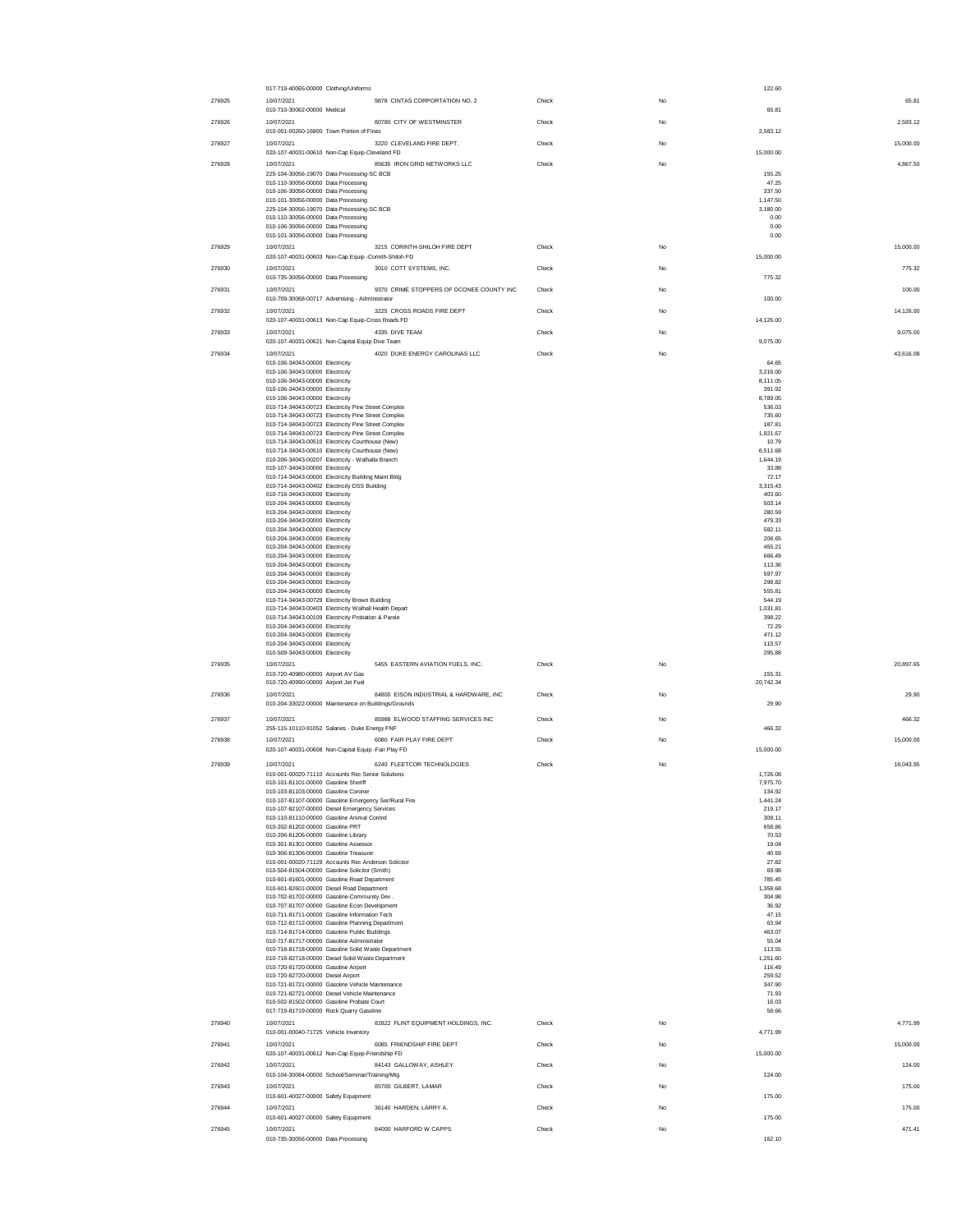| Check # | Date / Account | Vendor | Type | Void | Line Amount | Check Amount |
|---|---|---|---|---|---|---|
| | 017-719-40065-00000 Clothing/Uniforms | | | | 122.60 | |
| 276925 | 10/07/2021 | 9878 CINTAS CORPORTATION NO. 2 | Check | No | | 65.81 |
| | 010-710-30062-00000 Medical | | | | 65.81 | |
| 276926 | 10/07/2021 | 80780 CITY OF WESTMINSTER | Check | No | | 2,583.12 |
| | 010-001-00260-16800 Town Portion of Fines | | | | 2,583.12 | |
| 276927 | 10/07/2021 | 3220 CLEVELAND FIRE DEPT. | Check | No | | 15,000.00 |
| | 020-107-40031-00610 Non-Cap Equip-Cleveland FD | | | | 15,000.00 | |
| 276928 | 10/07/2021 | 85635 IRON GRID NETWORKS LLC | Check | No | | 4,867.50 |
| | 225-104-30056-19070 Data Processing-SC BCB | | | | 155.25 | |
| | 010-110-30056-00000 Data Processing | | | | 47.25 | |
| | 010-106-30056-00000 Data Processing | | | | 337.50 | |
| | 010-101-30056-00000 Data Processing | | | | 1,147.50 | |
| | 225-104-30056-19070 Data Processing-SC BCB | | | | 3,180.00 | |
| | 010-110-30056-00000 Data Processing | | | | 0.00 | |
| | 010-106-30056-00000 Data Processing | | | | 0.00 | |
| | 010-101-30056-00000 Data Processing | | | | 0.00 | |
| 276929 | 10/07/2021 | 3215 CORINTH-SHILOH FIRE DEPT | Check | No | | 15,000.00 |
| | 020-107-40031-00603 Non-Cap Equip -Corinth-Shiloh FD | | | | 15,000.00 | |
| 276930 | 10/07/2021 | 3010 COTT SYSTEMS, INC. | Check | No | | 775.32 |
| | 010-735-30056-00000 Data Processing | | | | 775.32 | |
| 276931 | 10/07/2021 | 9370 CRIME STOPPERS OF OCONEE COUNTY INC | Check | No | | 100.00 |
| | 010-709-30068-00717 Advertising - Administrator | | | | 100.00 | |
| 276932 | 10/07/2021 | 3225 CROSS ROADS FIRE DEPT | Check | No | | 14,126.00 |
| | 020-107-40031-00613 Non-Cap Equip-Cross Roads FD | | | | 14,126.00 | |
| 276933 | 10/07/2021 | 4335 DIVE TEAM | Check | No | | 9,075.00 |
| | 020-107-40031-00621 Non-Capital Equip Dive Team | | | | 9,075.00 | |
| 276934 | 10/07/2021 | 4020 DUKE ENERGY CAROLINAS LLC | Check | No | | 43,616.08 |
| | 010-106-34043-00000 Electricity | | | | 64.65 | |
| | 010-106-34043-00000 Electricity | | | | 3,216.00 | |
| | 010-106-34043-00000 Electricity | | | | 8,111.05 | |
| | 010-106-34043-00000 Electricity | | | | 391.92 | |
| | 010-106-34043-00000 Electricity | | | | 8,789.05 | |
| | 010-714-34043-00723 Electricity Pine Street Complex | | | | 536.03 | |
| | 010-714-34043-00723 Electricity Pine Street Complex | | | | 735.60 | |
| | 010-714-34043-00723 Electricity Pine Street Complex | | | | 187.81 | |
| | 010-714-34043-00723 Electricity Pine Street Complex | | | | 1,921.67 | |
| | 010-714-34043-00510 Electricity Courthouse (New) | | | | 10.79 | |
| | 010-714-34043-00510 Electricity Courthouse (New) | | | | 6,511.68 | |
| | 010-206-34043-00207 Electricity - Walhalla Branch | | | | 1,644.19 | |
| | 010-107-34043-00000 Electricity | | | | 33.88 | |
| | 010-714-34043-00000 Electricity Building Maint Bldg | | | | 72.17 | |
| | 010-714-34043-00402 Electricity DSS Building | | | | 3,315.43 | |
| | 010-716-34043-00000 Electricity | | | | 403.60 | |
| | 010-204-34043-00000 Electricity | | | | 503.14 | |
| | 010-204-34043-00000 Electricity | | | | 280.59 | |
| | 010-204-34043-00000 Electricity | | | | 479.33 | |
| | 010-204-34043-00000 Electricity | | | | 582.11 | |
| | 010-204-34043-00000 Electricity | | | | 208.65 | |
| | 010-204-34043-00000 Electricity | | | | 455.21 | |
| | 010-204-34043-00000 Electricity | | | | 666.49 | |
| | 010-204-34043-00000 Electricity | | | | 113.36 | |
| | 010-204-34043-00000 Electricity | | | | 597.97 | |
| | 010-204-34043-00000 Electricity | | | | 298.82 | |
| | 010-204-34043-00000 Electricity | | | | 555.81 | |
| | 010-714-34043-00729 Electricity Brown Building | | | | 544.19 | |
| | 010-714-34043-00403 Electricity Walhall Health Depart | | | | 1,031.81 | |
| | 010-714-34043-00109 Electricity Probation & Parole | | | | 398.22 | |
| | 010-204-34043-00000 Electricity | | | | 72.29 | |
| | 010-204-34043-00000 Electricity | | | | 471.12 | |
| | 010-204-34043-00000 Electricity | | | | 115.57 | |
| | 010-509-34043-00000 Electricity | | | | 295.88 | |
| 276935 | 10/07/2021 | 5455 EASTERN AVIATION FUELS, INC. | Check | No | | 20,897.65 |
| | 010-720-40980-00000 Airport AV Gas | | | | 155.31 | |
| | 010-720-40990-00000 Airport Jet Fuel | | | | 20,742.34 | |
| 276936 | 10/07/2021 | 84800 EISON INDUSTRIAL & HARDWARE, INC | Check | No | | 29.90 |
| | 010-204-33022-00000 Maintenance on Buildings/Grounds | | | | 29.90 | |
| 276937 | 10/07/2021 | 85988 ELWOOD STAFFING SERVICES INC | Check | No | | 466.32 |
| | 255-115-10110-91052 Salaries - Duke Energy FNF | | | | 466.32 | |
| 276938 | 10/07/2021 | 6080 FAIR PLAY FIRE DEPT | Check | No | | 15,000.00 |
| | 020-107-40031-00608 Non-Capital Equip -Fair Play FD | | | | 15,000.00 | |
| 276939 | 10/07/2021 | 6240 FLEETCOR TECHNOLOGIES | Check | No | | 18,043.95 |
| | 010-001-00020-71110 Accounts Rec Senior Solutions | | | | 1,726.08 | |
| | 010-101-81101-00000 Gasoline Sheriff | | | | 7,975.70 | |
| | 010-103-81103-00000 Gasoline Coroner | | | | 134.92 | |
| | 010-107-81107-00000 Gasoline Emergency Ser/Rural Fire | | | | 1,441.24 | |
| | 010-107-82107-00000 Diesel Emergency Services | | | | 219.17 | |
| | 010-110-81110-00000 Gasoline Animal Control | | | | 309.11 | |
| | 010-202-81202-00000 Gasoline PRT | | | | 658.86 | |
| | 010-206-81206-00000 Gasoline Library | | | | 70.53 | |
| | 010-301-81301-00000 Gasoline Assessor | | | | 19.04 | |
| | 010-306-81306-00000 Gasoline Treasurer | | | | 40.59 | |
| | 010-001-00020-71129 Accounts Rec Anderson Solicitor | | | | 27.82 | |
| | 010-504-81504-00000 Gasoline Solicitor (Smith) | | | | 69.98 | |
| | 010-601-81601-00000 Gasoline Road Department | | | | 785.45 | |
| | 010-601-82601-00000 Diesel Road Department | | | | 1,358.68 | |
| | 010-702-81702-00000 Gasoline-Community Dev . | | | | 304.98 | |
| | 010-707-81707-00000 Gasoline Econ Development | | | | 36.92 | |
| | 010-711-81711-00000 Gasoline Information Tech | | | | 47.15 | |
| | 010-712-81712-00000 Gasoline Planning Department | | | | 63.94 | |
| | 010-714-81714-00000 Gasoline Public Buildings | | | | 463.07 | |
| | 010-717-81717-00000 Gasoline Administrator | | | | 55.04 | |
| | 010-718-81718-00000 Gasoline Solid Waste Department | | | | 113.55 | |
| | 010-718-82718-00000 Diesel Solid Waste Department | | | | 1,251.60 | |
| | 010-720-81720-00000 Gasoline Airport | | | | 116.49 | |
| | 010-720-82720-00000 Diesel Airport | | | | 259.52 | |
| | 010-721-81721-00000 Gasoline Vehicle Maintenance | | | | 347.90 | |
| | 010-721-82721-00000 Diesel Vehicle Maintenance | | | | 71.93 | |
| | 010-502-81502-00000 Gasoline Probate Court | | | | 16.03 | |
| | 017-719-81719-00000 Rock Quarry Gasoline | | | | 58.66 | |
| 276940 | 10/07/2021 | 82822 FLINT EQUIPMENT HOLDINGS, INC. | Check | No | | 4,771.99 |
| | 010-001-00040-71725 Vehicle Inventory | | | | 4,771.99 | |
| 276941 | 10/07/2021 | 6085 FRIENDSHIP FIRE DEPT | Check | No | | 15,000.00 |
| | 020-107-40031-00612 Non-Cap Equip-Friendship FD | | | | 15,000.00 | |
| 276942 | 10/07/2021 | 84143 GALLOWAY, ASHLEY | Check | No | | 124.00 |
| | 010-104-30084-00000 School/Seminar/Training/Mtg | | | | 124.00 | |
| 276943 | 10/07/2021 | 85700 GILBERT, LAMAR | Check | No | | 175.00 |
| | 010-601-40027-00000 Safety Equipment | | | | 175.00 | |
| 276944 | 10/07/2021 | 36140 HARDEN, LARRY A. | Check | No | | 175.00 |
| | 010-601-40027-00000 Safety Equipment | | | | 175.00 | |
| 276945 | 10/07/2021 | 84000 HARFORD W CAPPS | Check | No | | 471.41 |
| | 010-735-30056-00000 Data Processing | | | | 162.10 | |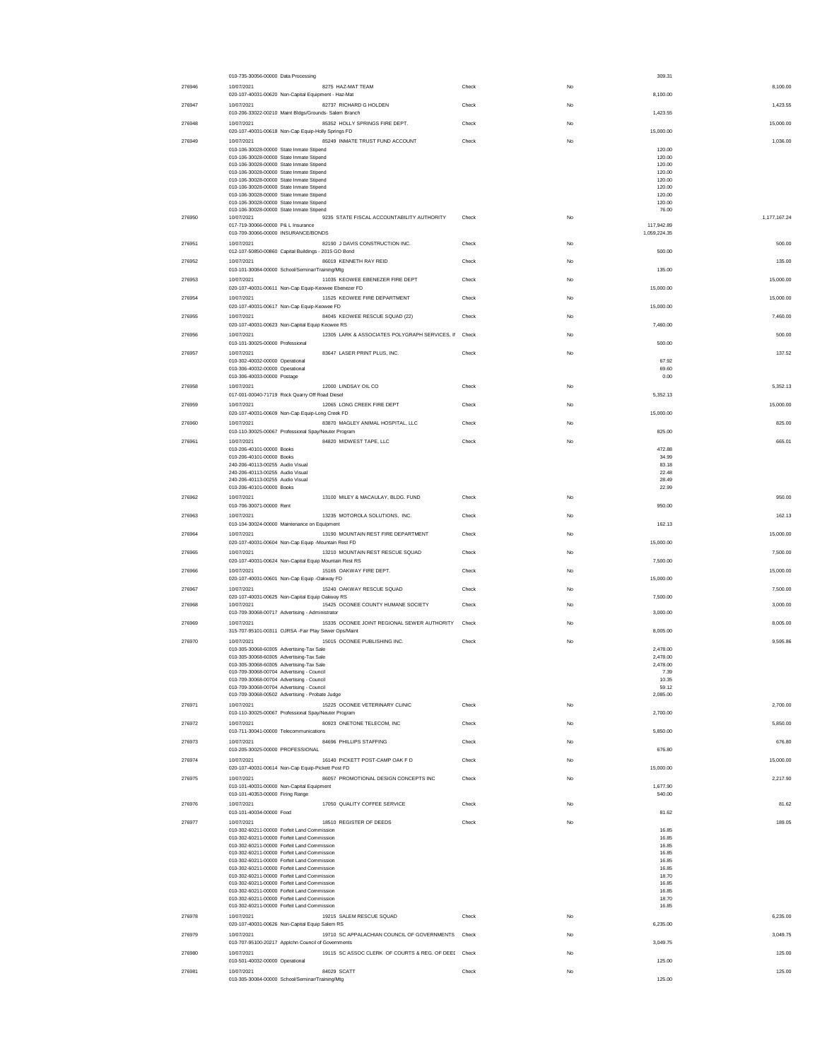| Check # | Date / Account | Vendor | Type | Void | Amount | Total |
|---|---|---|---|---|---|---|
| | 010-735-30056-00000 Data Processing | | | | 309.31 | |
| 276946 | 10/07/2021 | 8275 HAZ-MAT TEAM | Check | No | | 8,100.00 |
| | 020-107-40031-00620 Non-Capital Equipment - Haz-Mat | | | | 8,100.00 | |
| 276947 | 10/07/2021 | 82737 RICHARD G HOLDEN | Check | No | | 1,423.55 |
| | 010-206-33022-00210 Maint Bldgs/Grounds- Salem Branch | | | | 1,423.55 | |
| 276948 | 10/07/2021 | 85352 HOLLY SPRINGS FIRE DEPT. | Check | No | | 15,000.00 |
| | 020-107-40031-00618 Non-Cap Equip-Holly Springs FD | | | | 15,000.00 | |
| 276949 | 10/07/2021 | 85249 INMATE TRUST FUND ACCOUNT | Check | No | | 1,036.00 |
| | 010-106-30028-00000 State Inmate Stipend | | | | 120.00 | |
| | 010-106-30028-00000 State Inmate Stipend | | | | 120.00 | |
| | 010-106-30028-00000 State Inmate Stipend | | | | 120.00 | |
| | 010-106-30028-00000 State Inmate Stipend | | | | 120.00 | |
| | 010-106-30028-00000 State Inmate Stipend | | | | 120.00 | |
| | 010-106-30028-00000 State Inmate Stipend | | | | 120.00 | |
| | 010-106-30028-00000 State Inmate Stipend | | | | 120.00 | |
| | 010-106-30028-00000 State Inmate Stipend | | | | 120.00 | |
| | 010-106-30028-00000 State Inmate Stipend | | | | 76.00 | |
| 276950 | 10/07/2021 | 9235 STATE FISCAL ACCOUNTABILITY AUTHORITY | Check | No | | 1,177,167.24 |
| | 017-719-30066-00000 P& L Insurance | | | | 117,942.89 | |
| | 010-709-30066-00000 INSURANCE/BONDS | | | | 1,059,224.35 | |
| 276951 | 10/07/2021 | 82190 J DAVIS CONSTRUCTION INC. | Check | No | | 500.00 |
| | 012-107-50850-00860 Capital Buildings - 2015 GO Bond | | | | 500.00 | |
| 276952 | 10/07/2021 | 86019 KENNETH RAY REID | Check | No | | 135.00 |
| | 010-101-30084-00000 School/Seminar/Training/Mtg | | | | 135.00 | |
| 276953 | 10/07/2021 | 11035 KEOWEE EBENEZER FIRE DEPT | Check | No | | 15,000.00 |
| | 020-107-40031-00611 Non-Cap Equip-Keowee Ebenezer FD | | | | 15,000.00 | |
| 276954 | 10/07/2021 | 11525 KEOWEE FIRE DEPARTMENT | Check | No | | 15,000.00 |
| | 020-107-40031-00617 Non-Cap Equip-Keowee FD | | | | 15,000.00 | |
| 276955 | 10/07/2021 | 84045 KEOWEE RESCUE SQUAD (22) | Check | No | | 7,460.00 |
| | 020-107-40031-00623 Non-Capital Equip Keowee RS | | | | 7,460.00 | |
| 276956 | 10/07/2021 | 12305 LARK & ASSOCIATES POLYGRAPH SERVICES, IN | Check | No | | 500.00 |
| | 010-101-30025-00000 Professional | | | | 500.00 | |
| 276957 | 10/07/2021 | 83647 LASER PRINT PLUS, INC. | Check | No | | 137.52 |
| | 010-302-40032-00000 Operational | | | | 67.92 | |
| | 010-306-40032-00000 Operational | | | | 69.60 | |
| | 010-306-40033-00000 Postage | | | | 0.00 | |
| 276958 | 10/07/2021 | 12000 LINDSAY OIL CO | Check | No | | 5,352.13 |
| | 017-001-00040-71719 Rock Quarry Off Road Diesel | | | | 5,352.13 | |
| 276959 | 10/07/2021 | 12065 LONG CREEK FIRE DEPT | Check | No | | 15,000.00 |
| | 020-107-40031-00609 Non-Cap Equip-Long Creek FD | | | | 15,000.00 | |
| 276960 | 10/07/2021 | 83870 MAGLEY ANIMAL HOSPITAL, LLC | Check | No | | 825.00 |
| | 010-110-30025-00067 Professional Spay/Neuter Program | | | | 825.00 | |
| 276961 | 10/07/2021 | 84820 MIDWEST TAPE, LLC | Check | No | | 665.01 |
| | 010-206-40101-00000 Books | | | | 472.88 | |
| | 010-206-40101-00000 Books | | | | 34.99 | |
| | 240-206-40113-00255 Audio Visual | | | | 83.18 | |
| | 240-206-40113-00255 Audio Visual | | | | 22.48 | |
| | 240-206-40113-00255 Audio Visual | | | | 28.49 | |
| | 010-206-40101-00000 Books | | | | 22.99 | |
| 276962 | 10/07/2021 | 13100 MILEY & MACAULAY, BLDG. FUND | Check | No | | 950.00 |
| | 010-706-30071-00000 Rent | | | | 950.00 | |
| 276963 | 10/07/2021 | 13235 MOTOROLA SOLUTIONS, INC. | Check | No | | 162.13 |
| | 010-104-30024-00000 Maintenance on Equipment | | | | 162.13 | |
| 276964 | 10/07/2021 | 13190 MOUNTAIN REST FIRE DEPARTMENT | Check | No | | 15,000.00 |
| | 020-107-40031-00604 Non-Cap Equip -Mountain Rest FD | | | | 15,000.00 | |
| 276965 | 10/07/2021 | 13210 MOUNTAIN REST RESCUE SQUAD | Check | No | | 7,500.00 |
| | 020-107-40031-00624 Non-Capital Equip Mountain Rest RS | | | | 7,500.00 | |
| 276966 | 10/07/2021 | 15165 OAKWAY FIRE DEPT. | Check | No | | 15,000.00 |
| | 020-107-40031-00601 Non-Cap Equip -Oakway FD | | | | 15,000.00 | |
| 276967 | 10/07/2021 | 15240 OAKWAY RESCUE SQUAD | Check | No | | 7,500.00 |
| | 020-107-40031-00625 Non-Capital Equip Oakway RS | | | | 7,500.00 | |
| 276968 | 10/07/2021 | 15425 OCONEE COUNTY HUMANE SOCIETY | Check | No | | 3,000.00 |
| | 010-709-30068-00717 Advertising - Administrator | | | | 3,000.00 | |
| 276969 | 10/07/2021 | 15335 OCONEE JOINT REGIONAL SEWER AUTHORITY | Check | No | | 8,005.00 |
| | 315-707-95101-00311 OJRSA -Fair Play Sewer Ops/Maint | | | | 8,005.00 | |
| 276970 | 10/07/2021 | 15015 OCONEE PUBLISHING INC. | Check | No | | 9,595.86 |
| | 010-305-30068-60305 Advertising-Tax Sale | | | | 2,478.00 | |
| | 010-305-30068-60305 Advertising-Tax Sale | | | | 2,478.00 | |
| | 010-305-30068-60305 Advertising-Tax Sale | | | | 2,478.00 | |
| | 010-709-30068-00704 Advertising - Council | | | | 7.39 | |
| | 010-709-30068-00704 Advertising - Council | | | | 10.35 | |
| | 010-709-30068-00704 Advertising - Council | | | | 59.12 | |
| | 010-709-30068-00502 Advertising - Probate Judge | | | | 2,085.00 | |
| 276971 | 10/07/2021 | 15225 OCONEE VETERINARY CLINIC | Check | No | | 2,700.00 |
| | 010-110-30025-00067 Professional Spay/Neuter Program | | | | 2,700.00 | |
| 276972 | 10/07/2021 | 80923 ONETONE TELECOM, INC | Check | No | | 5,850.00 |
| | 010-711-30041-00000 Telecommunications | | | | 5,850.00 | |
| 276973 | 10/07/2021 | 84696 PHILLIPS STAFFING | Check | No | | 676.80 |
| | 010-205-30025-00000 PROFESSIONAL | | | | 676.80 | |
| 276974 | 10/07/2021 | 16140 PICKETT POST-CAMP OAK F D | Check | No | | 15,000.00 |
| | 020-107-40031-00614 Non-Cap Equip-Pickett Post FD | | | | 15,000.00 | |
| 276975 | 10/07/2021 | 86057 PROMOTIONAL DESIGN CONCEPTS INC | Check | No | | 2,217.90 |
| | 010-101-40031-00000 Non-Capital Equipment | | | | 1,677.90 | |
| | 010-101-40353-00000 Firing Range | | | | 540.00 | |
| 276976 | 10/07/2021 | 17050 QUALITY COFFEE SERVICE | Check | No | | 81.62 |
| | 010-101-40034-00000 Food | | | | 81.62 | |
| 276977 | 10/07/2021 | 18510 REGISTER OF DEEDS | Check | No | | 189.05 |
| | 010-302-60211-00000 Forfeit Land Commission | | | | 16.85 | |
| | 010-302-60211-00000 Forfeit Land Commission | | | | 16.85 | |
| | 010-302-60211-00000 Forfeit Land Commission | | | | 16.85 | |
| | 010-302-60211-00000 Forfeit Land Commission | | | | 16.85 | |
| | 010-302-60211-00000 Forfeit Land Commission | | | | 16.85 | |
| | 010-302-60211-00000 Forfeit Land Commission | | | | 16.85 | |
| | 010-302-60211-00000 Forfeit Land Commission | | | | 18.70 | |
| | 010-302-60211-00000 Forfeit Land Commission | | | | 16.85 | |
| | 010-302-60211-00000 Forfeit Land Commission | | | | 16.85 | |
| | 010-302-60211-00000 Forfeit Land Commission | | | | 18.70 | |
| | 010-302-60211-00000 Forfeit Land Commission | | | | 16.85 | |
| 276978 | 10/07/2021 | 19215 SALEM RESCUE SQUAD | Check | No | | 6,235.00 |
| | 020-107-40031-00626 Non-Capital Equip Salem RS | | | | 6,235.00 | |
| 276979 | 10/07/2021 | 19710 SC APPALACHIAN COUNCIL OF GOVERNMENTS | Check | No | | 3,049.75 |
| | 010-707-95100-20217 Applchn Council of Governments | | | | 3,049.75 | |
| 276980 | 10/07/2021 | 19115 SC ASSOC CLERK OF COURTS & REG. OF DEED | Check | No | | 125.00 |
| | 010-501-40032-00000 Operational | | | | 125.00 | |
| 276981 | 10/07/2021 | 84029 SCATT | Check | No | | 125.00 |
| | 010-305-30084-00000 School/Seminar/Training/Mtg | | | | 125.00 | |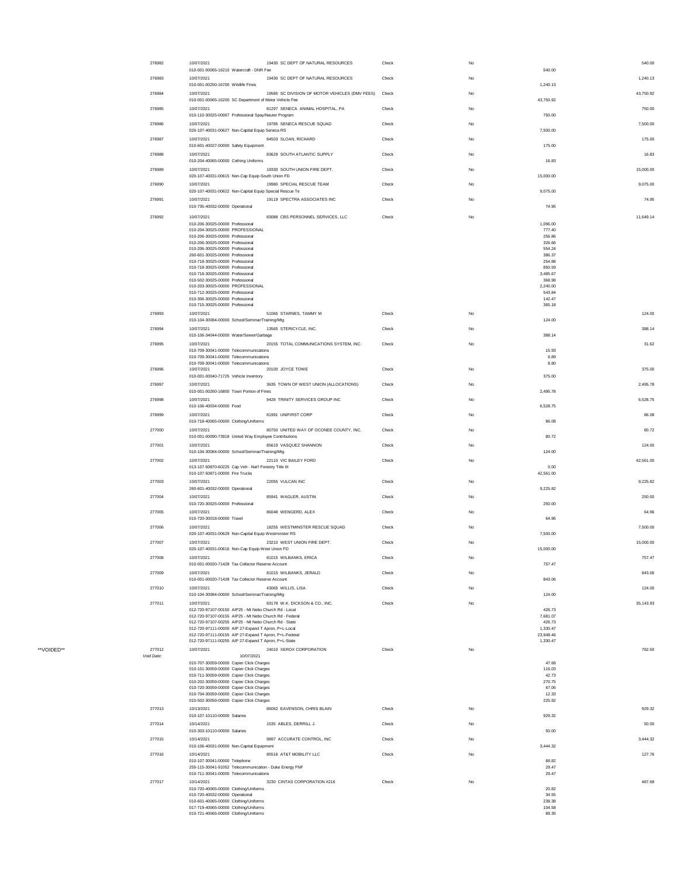| | Check # | Date / Account | Vendor | Type | Void | Amount | Total |
|---|---|---|---|---|---|---|---|
| | 276982 | 10/07/2021 | 19430 SC DEPT OF NATURAL RESOURCES | Check | No | | 540.00 |
| | | 010-001-00065-16210 Watercraft - DNR Fee | | | | 540.00 | |
| | 276983 | 10/07/2021 | 19430 SC DEPT OF NATURAL RESOURCES | Check | No | | 1,240.13 |
| | | 010-001-00250-16700 Wildlife Fines | | | | 1,240.13 | |
| | 276984 | 10/07/2021 | 19585 SC DIVISION OF MOTOR VEHICLES (DMV FEES) | Check | No | | 43,750.92 |
| | | 010-001-00065-16200 SC Department of Motor Vehicle Fee | | | | 43,750.92 | |
| | 276985 | 10/07/2021 | 81297 SENECA ANIMAL HOSPITAL, PA | Check | No | | 750.00 |
| | | 010-110-30025-00067 Professional Spay/Neuter Program | | | | 750.00 | |
| | 276986 | 10/07/2021 | 19785 SENECA RESCUE SQUAD | Check | No | | 7,500.00 |
| | | 020-107-40031-00627 Non-Capital Equip Seneca RS | | | | 7,500.00 | |
| | 276987 | 10/07/2021 | 84503 SLOAN, RICHARD | Check | No | | 175.00 |
| | | 010-601-40027-00000 Safety Equipment | | | | 175.00 | |
| | 276988 | 10/07/2021 | 83629 SOUTH ATLANTIC SUPPLY | Check | No | | 16.83 |
| | | 010-204-40065-00000 Clothing Uniforms | | | | 16.83 | |
| | 276989 | 10/07/2021 | 19330 SOUTH UNION FIRE DEPT. | Check | No | | 15,000.00 |
| | | 020-107-40031-00615 Non-Cap Equip-South Union FD | | | | 15,000.00 | |
| | 276990 | 10/07/2021 | 19980 SPECIAL RESCUE TEAM | Check | No | | 9,075.00 |
| | | 020-107-40031-00622 Non-Capital Equip Special Rescue Te | | | | 9,075.00 | |
| | 276991 | 10/07/2021 | 19119 SPECTRA ASSOCIATES INC | Check | No | | 74.95 |
| | | 010-735-40032-00000 Operational | | | | 74.95 | |
| | 276992 | 10/07/2021 | 83088 CBS PERSONNEL SERVICES, LLC | Check | No | | 11,649.14 |
| | | 010-206-30025-00000 Professional | | | | 1,096.00 | |
| | | 010-204-30025-00000 PROFESSIONAL | | | | 777.40 | |
| | | 010-206-30025-00000 Professional | | | | 256.86 | |
| | | 010-206-30025-00000 Professional | | | | 326.66 | |
| | | 010-206-30025-00000 Professional | | | | 554.24 | |
| | | 260-601-30025-00000 Professional | | | | 386.37 | |
| | | 010-718-30025-00000 Professional | | | | 254.88 | |
| | | 010-718-30025-00000 Professional | | | | 850.59 | |
| | | 010-718-30025-00000 Professional | | | | 3,485.67 | |
| | | 010-502-30025-00000 Professional | | | | 368.98 | |
| | | 010-203-30025-00000 PROFESSIONAL | | | | 2,240.00 | |
| | | 010-712-30025-00000 Professional | | | | 543.84 | |
| | | 010-306-30025-00000 Professional | | | | 142.47 | |
| | | 010-715-30025-00000 Professional | | | | 365.18 | |
| | 276993 | 10/07/2021 | 51065 STARNES, TAMMY M | Check | No | | 124.00 |
| | | 010-104-30084-00000 School/Seminar/Training/Mtg | | | | 124.00 | |
| | 276994 | 10/07/2021 | 13565 STERICYCLE, INC. | Check | No | | 388.14 |
| | | 010-106-34044-00000 Water/Sewer/Garbage | | | | 388.14 | |
| | 276995 | 10/07/2021 | 20155 TOTAL COMMUNICATIONS SYSTEM, INC. | Check | No | | 31.62 |
| | | 010-709-30041-00000 Telecommunications | | | | 15.93 | |
| | | 010-709-30041-00000 Telecommunications | | | | 6.89 | |
| | | 010-709-30041-00000 Telecommunications | | | | 8.80 | |
| | 276996 | 10/07/2021 | 20100 JOYCE TOWE | Check | No | | 375.00 |
| | | 010-001-00040-71725 Vehicle Inventory | | | | 375.00 | |
| | 276997 | 10/07/2021 | 3635 TOWN OF WEST UNION (ALLOCATIONS) | Check | No | | 2,495.78 |
| | | 010-001-00260-16800 Town Portion of Fines | | | | 2,495.78 | |
| | 276998 | 10/07/2021 | 9428 TRINITY SERVICES GROUP INC | Check | No | | 6,528.75 |
| | | 010-106-40034-00000 Food | | | | 6,528.75 | |
| | 276999 | 10/07/2021 | 81991 UNIFIRST CORP | Check | No | | 86.08 |
| | | 010-718-40065-00000 Clothing/Uniforms | | | | 86.08 | |
| | 277000 | 10/07/2021 | 80750 UNITED WAY OF OCONEE COUNTY, INC. | Check | No | | 80.72 |
| | | 010-001-00090-73918 United Way Employee Contributions | | | | 80.72 | |
| | 277001 | 10/07/2021 | 85619 VASQUEZ SHANNON | Check | No | | 124.00 |
| | | 010-104-30084-00000 School/Seminar/Training/Mtg | | | | 124.00 | |
| | 277002 | 10/07/2021 | 22110 VIC BAILEY FORD | Check | No | | 42,561.00 |
| | | 013-107-50870-60225 Cap Veh - Nat'l Forestry Title III | | | | 0.00 | |
| | | 010-107-50871-00000 Fire Trucks | | | | 42,561.00 | |
| | 277003 | 10/07/2021 | 22055 VULCAN INC | Check | No | | 9,225.82 |
| | | 260-601-40032-00000 Operational | | | | 9,225.82 | |
| | 277004 | 10/07/2021 | 85941 WAGLER, AUSTIN | Check | No | | 250.00 |
| | | 010-720-30025-00000 Professional | | | | 250.00 | |
| | 277005 | 10/07/2021 | 86048 WENGERD, ALEX | Check | No | | 64.96 |
| | | 010-720-30018-00000 Travel | | | | 64.96 | |
| | 277006 | 10/07/2021 | 18255 WESTMINSTER RESCUE SQUAD | Check | No | | 7,500.00 |
| | | 020-107-40031-00629 Non-Capital Equip Westminster RS | | | | 7,500.00 | |
| | 277007 | 10/07/2021 | 23210 WEST UNION FIRE DEPT. | Check | No | | 15,000.00 |
| | | 020-107-40031-00616 Non-Cap Equip-West Union FD | | | | 15,000.00 | |
| | 277008 | 10/07/2021 | 81015 WILBANKS, ERICA | Check | No | | 757.47 |
| | | 010-001-00020-71428 Tax Collector Reserve Account | | | | 757.47 | |
| | 277009 | 10/07/2021 | 81015 WILBANKS, JERALD | Check | No | | 843.06 |
| | | 010-001-00020-71428 Tax Collector Reserve Account | | | | 843.06 | |
| | 277010 | 10/07/2021 | 43065 WILLIS, LISA | Check | No | | 124.00 |
| | | 010-104-30084-00000 School/Seminar/Training/Mtg | | | | 124.00 | |
| | 277011 | 10/07/2021 | 83178 W.K. DICKSON & CO., INC. | Check | No | | 35,143.93 |
| | | 012-720-97107-00150 AIP25 - Mt Nebo Church Rd - Local | | | | 426.73 | |
| | | 012-720-97107-00155 AIP25 - Mt Nebo Church Rd - Federal | | | | 7,681.07 | |
| | | 012-720-97107-00255 AIP25 - Mt Nebo Church Rd - State | | | | 426.73 | |
| | | 012-720-97111-00000 AIP 27-Expand T Apron, P+L-Local | | | | 1,330.47 | |
| | | 012-720-97111-00155 AIP 27-Expand T Apron, P+L-Federal | | | | 23,948.46 | |
| | | 012-720-97111-00255 AIP 27-Expand T Apron, P+L-State | | | | 1,330.47 | |
| **VOIDED** | 277012 | 10/07/2021 | 24010 XEROX CORPORATION | Check | No | | 782.50 |
| | *Void Date:* | 10/07/2021 | | | | | |
| | | 010-707-30059-00000 Copier Click Charges | | | | 47.68 | |
| | | 010-101-30059-00000 Copier Click Charges | | | | 116.03 | |
| | | 010-711-30059-00000 Copier Click Charges | | | | 42.73 | |
| | | 010-202-30059-00000 Copier Click Charges | | | | 270.75 | |
| | | 010-720-30059-00000 Copier Click Charges | | | | 67.06 | |
| | | 010-704-30059-00000 Copier Click Charges | | | | 12.33 | |
| | | 010-502-30059-00000 Copier Click Charges | | | | 225.92 | |
| | 277013 | 10/13/2021 | 86062 EAVENSON, CHRIS BLAIN | Check | No | | 929.32 |
| | | 010-107-10110-00000 Salaries | | | | 929.32 | |
| | 277014 | 10/14/2021 | 1535 ABLES, DERRILL J. | Check | No | | 50.00 |
| | | 010-303-10110-00000 Salaries | | | | 50.00 | |
| | 277015 | 10/14/2021 | 9897 ACCURATE CONTROL, INC | Check | No | | 3,444.32 |
| | | 010-106-40031-00000 Non-Capital Equipment | | | | 3,444.32 | |
| | 277016 | 10/14/2021 | 85516 AT&T MOBILITY LLC | Check | No | | 127.76 |
| | | 010-107-30041-00000 Telephone | | | | 68.82 | |
| | | 255-115-30041-91052 Telecommunication - Duke Energy FNF | | | | 29.47 | |
| | | 010-711-30041-00000 Telecommunications | | | | 29.47 | |
| | 277017 | 10/14/2021 | 3230 CINTAS CORPORATION #216 | Check | No | | 487.68 |
| | | 010-720-40065-00000 Clothing/Uniforms | | | | 20.82 | |
| | | 010-720-40032-00000 Operational | | | | 34.55 | |
| | | 010-601-40065-00000 Clothing/Uniforms | | | | 238.38 | |
| | | 017-719-40065-00000 Clothing/Uniforms | | | | 104.58 | |
| | | 010-721-40065-00000 Clothing/Uniforms | | | | 89.35 | |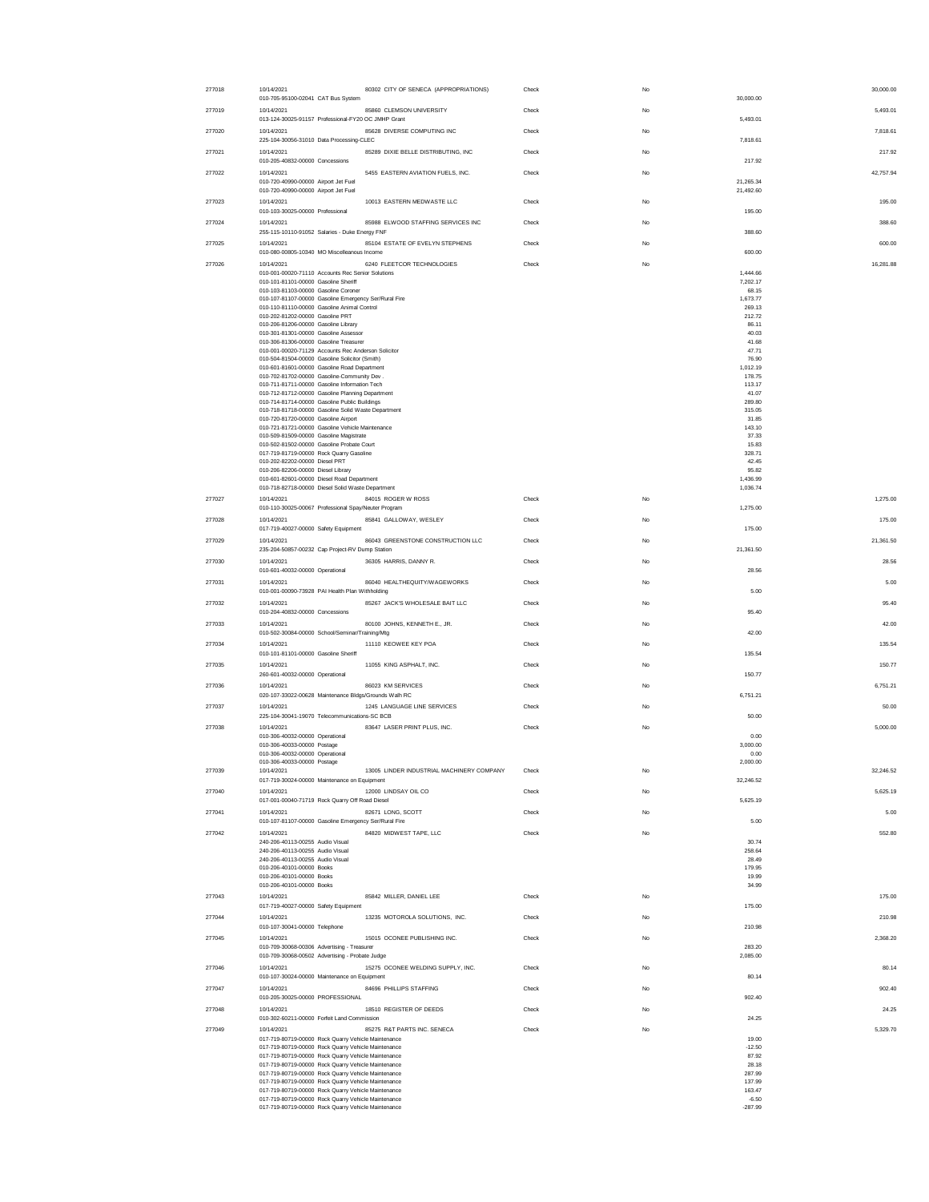| Check # | Date / Account | Vendor | Type | Void | Line Amount | Check Amount |
|---|---|---|---|---|---|---|
| 277018 | 10/14/2021 | 80302 CITY OF SENECA (APPROPRIATIONS) | Check | No | | 30,000.00 |
| | 010-705-95100-02041 CAT Bus System | | | | 30,000.00 | |
| 277019 | 10/14/2021 | 85860 CLEMSON UNIVERSITY | Check | No | | 5,493.01 |
| | 013-124-30025-91157 Professional-FY20 OC JMHP Grant | | | | 5,493.01 | |
| 277020 | 10/14/2021 | 85628 DIVERSE COMPUTING INC | Check | No | | 7,818.61 |
| | 225-104-30056-31010 Data Processing-CLEC | | | | 7,818.61 | |
| 277021 | 10/14/2021 | 85289 DIXIE BELLE DISTRIBUTING, INC | Check | No | | 217.92 |
| | 010-205-40832-00000 Concessions | | | | 217.92 | |
| 277022 | 10/14/2021 | 5455 EASTERN AVIATION FUELS, INC. | Check | No | | 42,757.94 |
| | 010-720-40990-00000 Airport Jet Fuel | | | | 21,265.34 | |
| | 010-720-40990-00000 Airport Jet Fuel | | | | 21,492.60 | |
| 277023 | 10/14/2021 | 10013 EASTERN MEDWASTE LLC | Check | No | | 195.00 |
| | 010-103-30025-00000 Professional | | | | 195.00 | |
| 277024 | 10/14/2021 | 85988 ELWOOD STAFFING SERVICES INC | Check | No | | 388.60 |
| | 255-115-10110-91052 Salaries - Duke Energy FNF | | | | 388.60 | |
| 277025 | 10/14/2021 | 85104 ESTATE OF EVELYN STEPHENS | Check | No | | 600.00 |
| | 010-080-00805-10340 MO Miscelleanous Income | | | | 600.00 | |
| 277026 | 10/14/2021 | 6240 FLEETCOR TECHNOLOGIES | Check | No | | 16,281.88 |
| | 010-001-00020-71110 Accounts Rec Senior Solutions | | | | 1,444.66 | |
| | 010-101-81101-00000 Gasoline Sheriff | | | | 7,202.17 | |
| | 010-103-81103-00000 Gasoline Coroner | | | | 68.15 | |
| | 010-107-81107-00000 Gasoline Emergency Ser/Rural Fire | | | | 1,673.77 | |
| | 010-110-81110-00000 Gasoline Animal Control | | | | 269.13 | |
| | 010-202-81202-00000 Gasoline PRT | | | | 212.72 | |
| | 010-206-81206-00000 Gasoline Library | | | | 86.11 | |
| | 010-301-81301-00000 Gasoline Assessor | | | | 40.03 | |
| | 010-306-81306-00000 Gasoline Treasurer | | | | 41.68 | |
| | 010-001-00020-71129 Accounts Rec Anderson Solicitor | | | | 47.71 | |
| | 010-504-81504-00000 Gasoline Solicitor (Smith) | | | | 76.90 | |
| | 010-601-81601-00000 Gasoline Road Department | | | | 1,012.19 | |
| | 010-702-81702-00000 Gasoline-Community Dev . | | | | 178.75 | |
| | 010-711-81711-00000 Gasoline Information Tech | | | | 113.17 | |
| | 010-712-81712-00000 Gasoline Planning Department | | | | 41.07 | |
| | 010-714-81714-00000 Gasoline Public Buildings | | | | 289.80 | |
| | 010-718-81718-00000 Gasoline Solid Waste Department | | | | 315.05 | |
| | 010-720-81720-00000 Gasoline Airport | | | | 31.85 | |
| | 010-721-81721-00000 Gasoline Vehicle Maintenance | | | | 143.10 | |
| | 010-509-81509-00000 Gasoline Magistrate | | | | 37.33 | |
| | 010-502-81502-00000 Gasoline Probate Court | | | | 15.83 | |
| | 017-719-81719-00000 Rock Quarry Gasoline | | | | 328.71 | |
| | 010-202-82202-00000 Diesel PRT | | | | 42.45 | |
| | 010-206-82206-00000 Diesel Library | | | | 95.82 | |
| | 010-601-82601-00000 Diesel Road Department | | | | 1,436.99 | |
| | 010-718-82718-00000 Diesel Solid Waste Department | | | | 1,036.74 | |
| 277027 | 10/14/2021 | 84015 ROGER W ROSS | Check | No | | 1,275.00 |
| | 010-110-30025-00067 Professional Spay/Neuter Program | | | | 1,275.00 | |
| 277028 | 10/14/2021 | 85841 GALLOWAY, WESLEY | Check | No | | 175.00 |
| | 017-719-40027-00000 Safety Equipment | | | | 175.00 | |
| 277029 | 10/14/2021 | 86043 GREENSTONE CONSTRUCTION LLC | Check | No | | 21,361.50 |
| | 235-204-50857-00232 Cap Project-RV Dump Station | | | | 21,361.50 | |
| 277030 | 10/14/2021 | 36305 HARRIS, DANNY R. | Check | No | | 28.56 |
| | 010-601-40032-00000 Operational | | | | 28.56 | |
| 277031 | 10/14/2021 | 86040 HEALTHEQUITY/WAGEWORKS | Check | No | | 5.00 |
| | 010-001-00090-73928 PAI Health Plan Withholding | | | | 5.00 | |
| 277032 | 10/14/2021 | 85267 JACK'S WHOLESALE BAIT LLC | Check | No | | 95.40 |
| | 010-204-40832-00000 Concessions | | | | 95.40 | |
| 277033 | 10/14/2021 | 80100 JOHNS, KENNETH E., JR. | Check | No | | 42.00 |
| | 010-502-30084-00000 School/Seminar/Training/Mtg | | | | 42.00 | |
| 277034 | 10/14/2021 | 11110 KEOWEE KEY POA | Check | No | | 135.54 |
| | 010-101-81101-00000 Gasoline Sheriff | | | | 135.54 | |
| 277035 | 10/14/2021 | 11055 KING ASPHALT, INC. | Check | No | | 150.77 |
| | 260-601-40032-00000 Operational | | | | 150.77 | |
| 277036 | 10/14/2021 | 86023 KM SERVICES | Check | No | | 6,751.21 |
| | 020-107-33022-00628 Maintenance Bldgs/Grounds Walh RC | | | | 6,751.21 | |
| 277037 | 10/14/2021 | 1245 LANGUAGE LINE SERVICES | Check | No | | 50.00 |
| | 225-104-30041-19070 Telecommunications-SC BCB | | | | 50.00 | |
| 277038 | 10/14/2021 | 83647 LASER PRINT PLUS, INC. | Check | No | | 5,000.00 |
| | 010-306-40032-00000 Operational | | | | 0.00 | |
| | 010-306-40033-00000 Postage | | | | 3,000.00 | |
| | 010-306-40032-00000 Operational | | | | 0.00 | |
| | 010-306-40033-00000 Postage | | | | 2,000.00 | |
| 277039 | 10/14/2021 | 13005 LINDER INDUSTRIAL MACHINERY COMPANY | Check | No | | 32,246.52 |
| | 017-719-30024-00000 Maintenance on Equipment | | | | 32,246.52 | |
| 277040 | 10/14/2021 | 12000 LINDSAY OIL CO | Check | No | | 5,625.19 |
| | 017-001-00040-71719 Rock Quarry Off Road Diesel | | | | 5,625.19 | |
| 277041 | 10/14/2021 | 82671 LONG, SCOTT | Check | No | | 5.00 |
| | 010-107-81107-00000 Gasoline Emergency Ser/Rural Fire | | | | 5.00 | |
| 277042 | 10/14/2021 | 84820 MIDWEST TAPE, LLC | Check | No | | 552.80 |
| | 240-206-40113-00255 Audio Visual | | | | 30.74 | |
| | 240-206-40113-00255 Audio Visual | | | | 258.64 | |
| | 240-206-40113-00255 Audio Visual | | | | 28.49 | |
| | 010-206-40101-00000 Books | | | | 179.95 | |
| | 010-206-40101-00000 Books | | | | 19.99 | |
| | 010-206-40101-00000 Books | | | | 34.99 | |
| 277043 | 10/14/2021 | 85842 MILLER, DANIEL LEE | Check | No | | 175.00 |
| | 017-719-40027-00000 Safety Equipment | | | | 175.00 | |
| 277044 | 10/14/2021 | 13235 MOTOROLA SOLUTIONS, INC. | Check | No | | 210.98 |
| | 010-107-30041-00000 Telephone | | | | 210.98 | |
| 277045 | 10/14/2021 | 15015 OCONEE PUBLISHING INC. | Check | No | | 2,368.20 |
| | 010-709-30068-00306 Advertising - Treasurer | | | | 283.20 | |
| | 010-709-30068-00502 Advertising - Probate Judge | | | | 2,085.00 | |
| 277046 | 10/14/2021 | 15275 OCONEE WELDING SUPPLY, INC. | Check | No | | 80.14 |
| | 010-107-30024-00000 Maintenance on Equipment | | | | 80.14 | |
| 277047 | 10/14/2021 | 84696 PHILLIPS STAFFING | Check | No | | 902.40 |
| | 010-205-30025-00000 PROFESSIONAL | | | | 902.40 | |
| 277048 | 10/14/2021 | 18510 REGISTER OF DEEDS | Check | No | | 24.25 |
| | 010-302-60211-00000 Forfeit Land Commission | | | | 24.25 | |
| 277049 | 10/14/2021 | 85275 R&T PARTS INC. SENECA | Check | No | | 5,329.70 |
| | 017-719-80719-00000 Rock Quarry Vehicle Maintenance | | | | 19.00 | |
| | 017-719-80719-00000 Rock Quarry Vehicle Maintenance | | | | -12.50 | |
| | 017-719-80719-00000 Rock Quarry Vehicle Maintenance | | | | 87.92 | |
| | 017-719-80719-00000 Rock Quarry Vehicle Maintenance | | | | 28.18 | |
| | 017-719-80719-00000 Rock Quarry Vehicle Maintenance | | | | 287.99 | |
| | 017-719-80719-00000 Rock Quarry Vehicle Maintenance | | | | 137.99 | |
| | 017-719-80719-00000 Rock Quarry Vehicle Maintenance | | | | 163.47 | |
| | 017-719-80719-00000 Rock Quarry Vehicle Maintenance | | | | -6.50 | |
| | 017-719-80719-00000 Rock Quarry Vehicle Maintenance | | | | -287.99 | |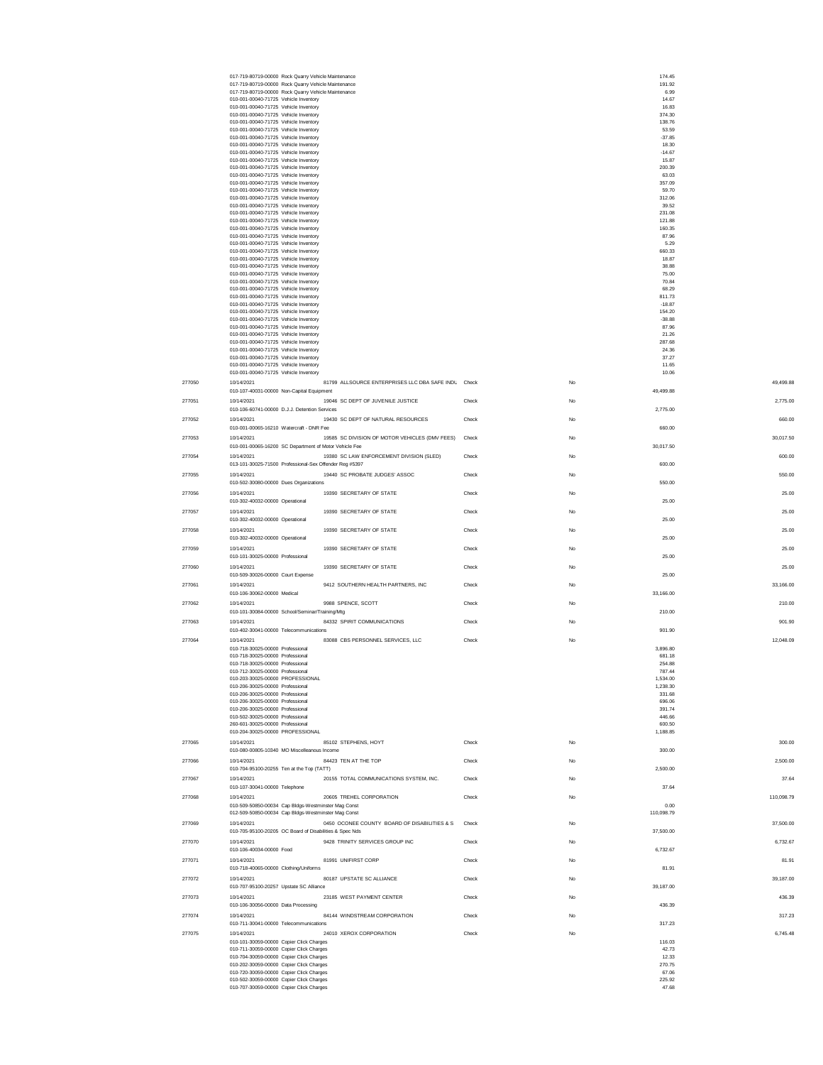| Check # | Date / Account | Vendor | Type | Void | Line Amount | Check Amount |
|---|---|---|---|---|---|---|
| | 017-719-80719-00000 Rock Quarry Vehicle Maintenance | | | | 174.45 | |
| | 017-719-80719-00000 Rock Quarry Vehicle Maintenance | | | | 191.92 | |
| | 017-719-80719-00000 Rock Quarry Vehicle Maintenance | | | | 6.99 | |
| | 010-001-00040-71725 Vehicle Inventory | | | | 14.67 | |
| | 010-001-00040-71725 Vehicle Inventory | | | | 16.83 | |
| | 010-001-00040-71725 Vehicle Inventory | | | | 374.30 | |
| | 010-001-00040-71725 Vehicle Inventory | | | | 138.76 | |
| | 010-001-00040-71725 Vehicle Inventory | | | | 53.59 | |
| | 010-001-00040-71725 Vehicle Inventory | | | | -37.85 | |
| | 010-001-00040-71725 Vehicle Inventory | | | | 18.30 | |
| | 010-001-00040-71725 Vehicle Inventory | | | | -14.67 | |
| | 010-001-00040-71725 Vehicle Inventory | | | | 15.87 | |
| | 010-001-00040-71725 Vehicle Inventory | | | | 200.39 | |
| | 010-001-00040-71725 Vehicle Inventory | | | | 63.03 | |
| | 010-001-00040-71725 Vehicle Inventory | | | | 357.09 | |
| | 010-001-00040-71725 Vehicle Inventory | | | | 59.70 | |
| | 010-001-00040-71725 Vehicle Inventory | | | | 312.06 | |
| | 010-001-00040-71725 Vehicle Inventory | | | | 39.52 | |
| | 010-001-00040-71725 Vehicle Inventory | | | | 231.08 | |
| | 010-001-00040-71725 Vehicle Inventory | | | | 121.88 | |
| | 010-001-00040-71725 Vehicle Inventory | | | | 160.35 | |
| | 010-001-00040-71725 Vehicle Inventory | | | | 87.96 | |
| | 010-001-00040-71725 Vehicle Inventory | | | | 5.29 | |
| | 010-001-00040-71725 Vehicle Inventory | | | | 660.33 | |
| | 010-001-00040-71725 Vehicle Inventory | | | | 18.87 | |
| | 010-001-00040-71725 Vehicle Inventory | | | | 38.88 | |
| | 010-001-00040-71725 Vehicle Inventory | | | | 75.00 | |
| | 010-001-00040-71725 Vehicle Inventory | | | | 70.84 | |
| | 010-001-00040-71725 Vehicle Inventory | | | | 68.29 | |
| | 010-001-00040-71725 Vehicle Inventory | | | | 811.73 | |
| | 010-001-00040-71725 Vehicle Inventory | | | | -18.87 | |
| | 010-001-00040-71725 Vehicle Inventory | | | | 154.20 | |
| | 010-001-00040-71725 Vehicle Inventory | | | | -38.88 | |
| | 010-001-00040-71725 Vehicle Inventory | | | | 87.96 | |
| | 010-001-00040-71725 Vehicle Inventory | | | | 21.26 | |
| | 010-001-00040-71725 Vehicle Inventory | | | | 287.68 | |
| | 010-001-00040-71725 Vehicle Inventory | | | | 24.36 | |
| | 010-001-00040-71725 Vehicle Inventory | | | | 37.27 | |
| | 010-001-00040-71725 Vehicle Inventory | | | | 11.65 | |
| | 010-001-00040-71725 Vehicle Inventory | | | | 10.06 | |
| 277050 | 10/14/2021 | 81799 ALLSOURCE ENTERPRISES LLC DBA SAFE INDU | Check | No | | 49,499.88 |
| | 010-107-40031-00000 Non-Capital Equipment | | | | 49,499.88 | |
| 277051 | 10/14/2021 | 19046 SC DEPT OF JUVENILE JUSTICE | Check | No | | 2,775.00 |
| | 010-106-60741-00000 D.J.J. Detention Services | | | | 2,775.00 | |
| 277052 | 10/14/2021 | 19430 SC DEPT OF NATURAL RESOURCES | Check | No | | 660.00 |
| | 010-001-00065-16210 Watercraft - DNR Fee | | | | 660.00 | |
| 277053 | 10/14/2021 | 19585 SC DIVISION OF MOTOR VEHICLES (DMV FEES) | Check | No | | 30,017.50 |
| | 010-001-00065-16200 SC Department of Motor Vehicle Fee | | | | 30,017.50 | |
| 277054 | 10/14/2021 | 19380 SC LAW ENFORCEMENT DIVISION (SLED) | Check | No | | 600.00 |
| | 013-101-30025-71500 Professional-Sex Offender Reg #5397 | | | | 600.00 | |
| 277055 | 10/14/2021 | 19440 SC PROBATE JUDGES' ASSOC | Check | No | | 550.00 |
| | 010-502-30080-00000 Dues Organizations | | | | 550.00 | |
| 277056 | 10/14/2021 | 19390 SECRETARY OF STATE | Check | No | | 25.00 |
| | 010-302-40032-00000 Operational | | | | 25.00 | |
| 277057 | 10/14/2021 | 19390 SECRETARY OF STATE | Check | No | | 25.00 |
| | 010-302-40032-00000 Operational | | | | 25.00 | |
| 277058 | 10/14/2021 | 19390 SECRETARY OF STATE | Check | No | | 25.00 |
| | 010-302-40032-00000 Operational | | | | 25.00 | |
| 277059 | 10/14/2021 | 19390 SECRETARY OF STATE | Check | No | | 25.00 |
| | 010-101-30025-00000 Professional | | | | 25.00 | |
| 277060 | 10/14/2021 | 19390 SECRETARY OF STATE | Check | No | | 25.00 |
| | 010-509-30026-00000 Court Expense | | | | 25.00 | |
| 277061 | 10/14/2021 | 9412 SOUTHERN HEALTH PARTNERS, INC | Check | No | | 33,166.00 |
| | 010-106-30062-00000 Medical | | | | 33,166.00 | |
| 277062 | 10/14/2021 | 9988 SPENCE, SCOTT | Check | No | | 210.00 |
| | 010-101-30084-00000 School/Seminar/Training/Mtg | | | | 210.00 | |
| 277063 | 10/14/2021 | 84332 SPIRIT COMMUNICATIONS | Check | No | | 901.90 |
| | 010-402-30041-00000 Telecommunications | | | | 901.90 | |
| 277064 | 10/14/2021 | 83088 CBS PERSONNEL SERVICES, LLC | Check | No | | 12,048.09 |
| | 010-718-30025-00000 Professional | | | | 3,896.80 | |
| | 010-718-30025-00000 Professional | | | | 681.18 | |
| | 010-718-30025-00000 Professional | | | | 254.88 | |
| | 010-712-30025-00000 Professional | | | | 787.44 | |
| | 010-203-30025-00000 PROFESSIONAL | | | | 1,534.00 | |
| | 010-206-30025-00000 Professional | | | | 1,238.30 | |
| | 010-206-30025-00000 Professional | | | | 331.68 | |
| | 010-206-30025-00000 Professional | | | | 696.06 | |
| | 010-206-30025-00000 Professional | | | | 391.74 | |
| | 010-502-30025-00000 Professional | | | | 446.66 | |
| | 260-601-30025-00000 Professional | | | | 600.50 | |
| | 010-204-30025-00000 PROFESSIONAL | | | | 1,188.85 | |
| 277065 | 10/14/2021 | 85102 STEPHENS, HOYT | Check | No | | 300.00 |
| | 010-080-00805-10340 MO Miscelleanous Income | | | | 300.00 | |
| 277066 | 10/14/2021 | 84423 TEN AT THE TOP | Check | No | | 2,500.00 |
| | 010-704-95100-20255 Ten at the Top (TATT) | | | | 2,500.00 | |
| 277067 | 10/14/2021 | 20155 TOTAL COMMUNICATIONS SYSTEM, INC. | Check | No | | 37.64 |
| | 010-107-30041-00000 Telephone | | | | 37.64 | |
| 277068 | 10/14/2021 | 20605 TREHEL CORPORATION | Check | No | | 110,098.79 |
| | 010-509-50850-00034 Cap Bldgs-Westminster Mag Const | | | | 0.00 | |
| | 012-509-50850-00034 Cap Bldgs-Westminster Mag Const | | | | 110,098.79 | |
| 277069 | 10/14/2021 | 0450 OCONEE COUNTY BOARD OF DISABILITIES & S | Check | No | | 37,500.00 |
| | 010-705-95100-20205 OC Board of Disabilities & Spec Nds | | | | 37,500.00 | |
| 277070 | 10/14/2021 | 9428 TRINITY SERVICES GROUP INC | Check | No | | 6,732.67 |
| | 010-106-40034-00000 Food | | | | 6,732.67 | |
| 277071 | 10/14/2021 | 81991 UNIFIRST CORP | Check | No | | 81.91 |
| | 010-718-40065-00000 Clothing/Uniforms | | | | 81.91 | |
| 277072 | 10/14/2021 | 80187 UPSTATE SC ALLIANCE | Check | No | | 39,187.00 |
| | 010-707-95100-20257 Upstate SC Alliance | | | | 39,187.00 | |
| 277073 | 10/14/2021 | 23185 WEST PAYMENT CENTER | Check | No | | 436.39 |
| | 010-106-30056-00000 Data Processing | | | | 436.39 | |
| 277074 | 10/14/2021 | 84144 WINDSTREAM CORPORATION | Check | No | | 317.23 |
| | 010-711-30041-00000 Telecommunications | | | | 317.23 | |
| 277075 | 10/14/2021 | 24010 XEROX CORPORATION | Check | No | | 6,745.48 |
| | 010-101-30059-00000 Copier Click Charges | | | | 116.03 | |
| | 010-711-30059-00000 Copier Click Charges | | | | 42.73 | |
| | 010-704-30059-00000 Copier Click Charges | | | | 12.33 | |
| | 010-202-30059-00000 Copier Click Charges | | | | 270.75 | |
| | 010-720-30059-00000 Copier Click Charges | | | | 67.06 | |
| | 010-502-30059-00000 Copier Click Charges | | | | 225.92 | |
| | 010-707-30059-00000 Copier Click Charges | | | | 47.68 | |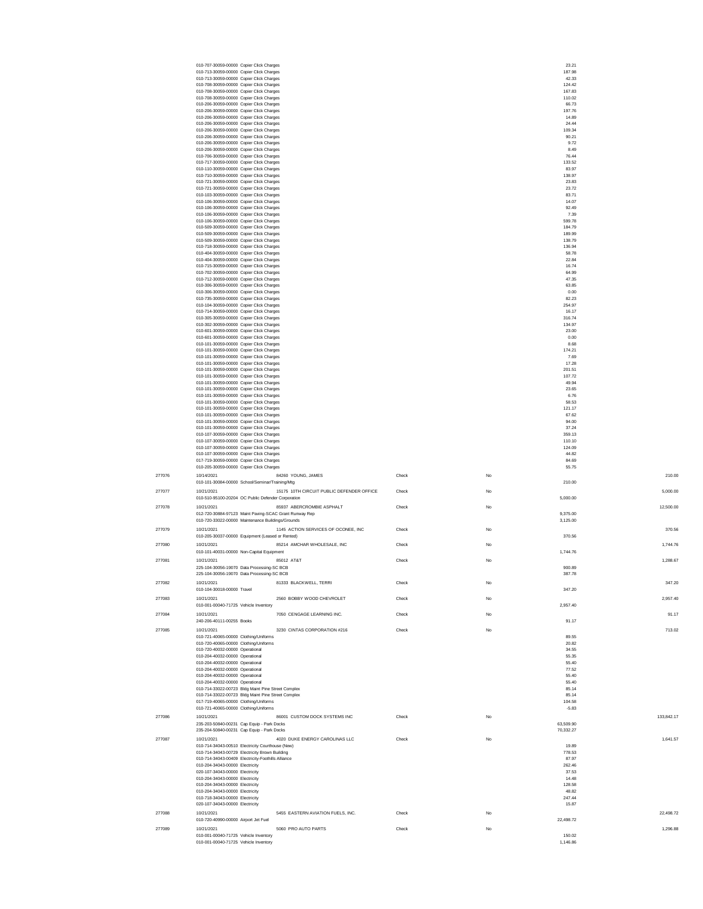| Check # | Date / Account | Vendor | Type | Void | Line Amount | Check Amount |
|---|---|---|---|---|---|---|
| | 010-707-30059-00000 Copier Click Charges | | | | 23.21 | |
| | 010-713-30059-00000 Copier Click Charges | | | | 187.98 | |
| | 010-713-30059-00000 Copier Click Charges | | | | 42.33 | |
| | 010-708-30059-00000 Copier Click Charges | | | | 124.42 | |
| | 010-708-30059-00000 Copier Click Charges | | | | 167.83 | |
| | 010-708-30059-00000 Copier Click Charges | | | | 110.02 | |
| | 010-206-30059-00000 Copier Click Charges | | | | 66.73 | |
| | 010-206-30059-00000 Copier Click Charges | | | | 197.76 | |
| | 010-206-30059-00000 Copier Click Charges | | | | 14.89 | |
| | 010-206-30059-00000 Copier Click Charges | | | | 24.44 | |
| | 010-206-30059-00000 Copier Click Charges | | | | 109.34 | |
| | 010-206-30059-00000 Copier Click Charges | | | | 90.21 | |
| | 010-206-30059-00000 Copier Click Charges | | | | 9.72 | |
| | 010-206-30059-00000 Copier Click Charges | | | | 8.49 | |
| | 010-706-30059-00000 Copier Click Charges | | | | 76.44 | |
| | 010-717-30059-00000 Copier Click Charges | | | | 133.52 | |
| | 010-110-30059-00000 Copier Click Charges | | | | 83.97 | |
| | 010-710-30059-00000 Copier Click Charges | | | | 138.97 | |
| | 010-721-30059-00000 Copier Click Charges | | | | 23.83 | |
| | 010-721-30059-00000 Copier Click Charges | | | | 23.72 | |
| | 010-103-30059-00000 Copier Click Charges | | | | 83.71 | |
| | 010-106-30059-00000 Copier Click Charges | | | | 14.07 | |
| | 010-106-30059-00000 Copier Click Charges | | | | 92.49 | |
| | 010-106-30059-00000 Copier Click Charges | | | | 7.39 | |
| | 010-106-30059-00000 Copier Click Charges | | | | 599.78 | |
| | 010-509-30059-00000 Copier Click Charges | | | | 184.79 | |
| | 010-509-30059-00000 Copier Click Charges | | | | 189.99 | |
| | 010-509-30059-00000 Copier Click Charges | | | | 138.79 | |
| | 010-718-30059-00000 Copier Click Charges | | | | 136.94 | |
| | 010-404-30059-00000 Copier Click Charges | | | | 58.78 | |
| | 010-404-30059-00000 Copier Click Charges | | | | 22.84 | |
| | 010-715-30059-00000 Copier Click Charges | | | | 16.74 | |
| | 010-702-30059-00000 Copier Click Charges | | | | 64.99 | |
| | 010-712-30059-00000 Copier Click Charges | | | | 47.35 | |
| | 010-306-30059-00000 Copier Click Charges | | | | 63.85 | |
| | 010-306-30059-00000 Copier Click Charges | | | | 0.00 | |
| | 010-735-30059-00000 Copier Click Charges | | | | 82.23 | |
| | 010-104-30059-00000 Copier Click Charges | | | | 254.97 | |
| | 010-714-30059-00000 Copier Click Charges | | | | 16.17 | |
| | 010-305-30059-00000 Copier Click Charges | | | | 316.74 | |
| | 010-302-30059-00000 Copier Click Charges | | | | 134.97 | |
| | 010-601-30059-00000 Copier Click Charges | | | | 23.00 | |
| | 010-601-30059-00000 Copier Click Charges | | | | 0.00 | |
| | 010-101-30059-00000 Copier Click Charges | | | | 8.68 | |
| | 010-101-30059-00000 Copier Click Charges | | | | 174.21 | |
| | 010-101-30059-00000 Copier Click Charges | | | | 7.69 | |
| | 010-101-30059-00000 Copier Click Charges | | | | 17.28 | |
| | 010-101-30059-00000 Copier Click Charges | | | | 201.51 | |
| | 010-101-30059-00000 Copier Click Charges | | | | 107.72 | |
| | 010-101-30059-00000 Copier Click Charges | | | | 49.94 | |
| | 010-101-30059-00000 Copier Click Charges | | | | 23.65 | |
| | 010-101-30059-00000 Copier Click Charges | | | | 6.76 | |
| | 010-101-30059-00000 Copier Click Charges | | | | 58.53 | |
| | 010-101-30059-00000 Copier Click Charges | | | | 121.17 | |
| | 010-101-30059-00000 Copier Click Charges | | | | 67.62 | |
| | 010-101-30059-00000 Copier Click Charges | | | | 94.00 | |
| | 010-101-30059-00000 Copier Click Charges | | | | 37.24 | |
| | 010-107-30059-00000 Copier Click Charges | | | | 359.13 | |
| | 010-107-30059-00000 Copier Click Charges | | | | 110.10 | |
| | 010-107-30059-00000 Copier Click Charges | | | | 124.09 | |
| | 010-107-30059-00000 Copier Click Charges | | | | 44.82 | |
| | 017-719-30059-00000 Copier Click Charges | | | | 84.69 | |
| | 010-205-30059-00000 Copier Click Charges | | | | 55.75 | |
| 277076 | 10/14/2021 | 84260 YOUNG, JAMES | Check | No | | 210.00 |
| | 010-101-30084-00000 School/Seminar/Training/Mtg | | | | 210.00 | |
| 277077 | 10/21/2021 | 15175 10TH CIRCUIT PUBLIC DEFENDER OFFICE | Check | No | | 5,000.00 |
| | 010-510-95100-20204 OC Public Defender Corporation | | | | 5,000.00 | |
| 277078 | 10/21/2021 | 85937 ABERCROMBIE ASPHALT | Check | No | | 12,500.00 |
| | 012-720-30884-97123 Maint Paving-SCAC Grant Runway Rep | | | | 9,375.00 | |
| | 010-720-33022-00000 Maintenance Buildings/Grounds | | | | 3,125.00 | |
| 277079 | 10/21/2021 | 1145 ACTION SERVICES OF OCONEE, INC | Check | No | | 370.56 |
| | 010-205-30037-00000 Equipment (Leased or Rented) | | | | 370.56 | |
| 277080 | 10/21/2021 | 85214 AMCHAR WHOLESALE, INC | Check | No | | 1,744.76 |
| | 010-101-40031-00000 Non-Capital Equipment | | | | 1,744.76 | |
| 277081 | 10/21/2021 | 85012 AT&T | Check | No | | 1,288.67 |
| | 225-104-30056-19070 Data Processing-SC BCB | | | | 900.89 | |
| | 225-104-30056-19070 Data Processing-SC BCB | | | | 387.78 | |
| 277082 | 10/21/2021 | 81333 BLACKWELL, TERRI | Check | No | | 347.20 |
| | 010-104-30018-00000 Travel | | | | 347.20 | |
| 277083 | 10/21/2021 | 2560 BOBBY WOOD CHEVROLET | Check | No | | 2,957.40 |
| | 010-001-00040-71725 Vehicle Inventory | | | | 2,957.40 | |
| 277084 | 10/21/2021 | 7050 CENGAGE LEARNING INC. | Check | No | | 91.17 |
| | 240-206-40111-00255 Books | | | | 91.17 | |
| 277085 | 10/21/2021 | 3230 CINTAS CORPORATION #216 | Check | No | | 713.02 |
| | 010-721-40065-00000 Clothing/Uniforms | | | | 89.55 | |
| | 010-720-40065-00000 Clothing/Uniforms | | | | 20.82 | |
| | 010-720-40032-00000 Operational | | | | 34.55 | |
| | 010-204-40032-00000 Operational | | | | 55.35 | |
| | 010-204-40032-00000 Operational | | | | 55.40 | |
| | 010-204-40032-00000 Operational | | | | 77.52 | |
| | 010-204-40032-00000 Operational | | | | 55.40 | |
| | 010-204-40032-00000 Operational | | | | 55.40 | |
| | 010-714-33022-00723 Bldg Maint Pine Street Complex | | | | 85.14 | |
| | 010-714-33022-00723 Bldg Maint Pine Street Complex | | | | 85.14 | |
| | 017-719-40065-00000 Clothing/Uniforms | | | | 104.58 | |
| | 010-721-40065-00000 Clothing/Uniforms | | | | -5.83 | |
| 277086 | 10/21/2021 | 86001 CUSTOM DOCK SYSTEMS INC | Check | No | | 133,842.17 |
| | 235-203-50840-00231 Cap Equip - Park Docks | | | | 63,509.90 | |
| | 235-204-50840-00231 Cap Equip - Park Docks | | | | 70,332.27 | |
| 277087 | 10/21/2021 | 4020 DUKE ENERGY CAROLINAS LLC | Check | No | | 1,641.57 |
| | 010-714-34043-00510 Electricity Courthouse (New) | | | | 19.89 | |
| | 010-714-34043-00729 Electricity Brown Building | | | | 778.53 | |
| | 010-714-34043-00409 Electricity-Foothills Alliance | | | | 87.97 | |
| | 010-204-34043-00000 Electricity | | | | 262.46 | |
| | 020-107-34043-00000 Electricity | | | | 37.53 | |
| | 010-204-34043-00000 Electricity | | | | 14.48 | |
| | 010-204-34043-00000 Electricity | | | | 128.58 | |
| | 010-204-34043-00000 Electricity | | | | 48.82 | |
| | 010-718-34043-00000 Electricity | | | | 247.44 | |
| | 020-107-34043-00000 Electricity | | | | 15.87 | |
| 277088 | 10/21/2021 | 5455 EASTERN AVIATION FUELS, INC. | Check | No | | 22,498.72 |
| | 010-720-40990-00000 Airport Jet Fuel | | | | 22,498.72 | |
| 277089 | 10/21/2021 | 5060 PRO AUTO PARTS | Check | No | | 1,296.88 |
| | 010-001-00040-71725 Vehicle Inventory | | | | 150.02 | |
| | 010-001-00040-71725 Vehicle Inventory | | | | 1,146.86 | |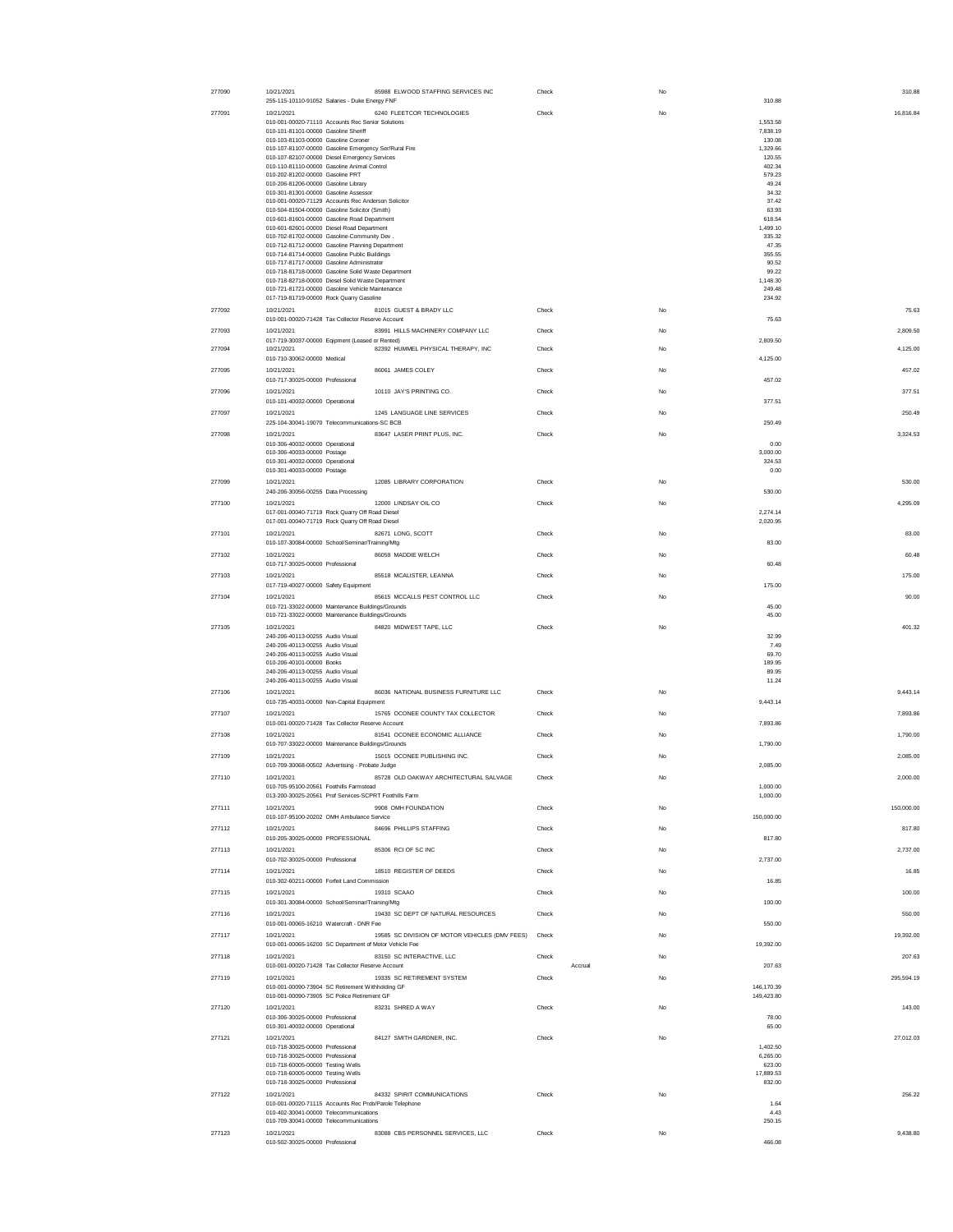| Check No | Date / Account | Vendor | Type | | Void | Line Amount | Check Amount |
|---|---|---|---|---|---|---|---|
| 277090 | 10/21/2021 | 85988 ELWOOD STAFFING SERVICES INC | Check | | No | | 310.88 |
| | 255-115-10110-91052 Salaries - Duke Energy FNF | | | | | 310.88 | |
| 277091 | 10/21/2021 | 6240 FLEETCOR TECHNOLOGIES | Check | | No | | 16,816.84 |
| | 010-001-00020-71110 Accounts Rec Senior Solutions | | | | | 1,553.58 | |
| | 010-101-81101-00000 Gasoline Sheriff | | | | | 7,838.19 | |
| | 010-103-81103-00000 Gasoline Coroner | | | | | 130.08 | |
| | 010-107-81107-00000 Gasoline Emergency Ser/Rural Fire | | | | | 1,329.66 | |
| | 010-107-82107-00000 Diesel Emergency Services | | | | | 120.55 | |
| | 010-110-81110-00000 Gasoline Animal Control | | | | | 402.34 | |
| | 010-202-81202-00000 Gasoline PRT | | | | | 579.23 | |
| | 010-206-81206-00000 Gasoline Library | | | | | 49.24 | |
| | 010-301-81301-00000 Gasoline Assessor | | | | | 34.32 | |
| | 010-001-00020-71129 Accounts Rec Anderson Solicitor | | | | | 37.42 | |
| | 010-504-81504-00000 Gasoline Solicitor (Smith) | | | | | 63.93 | |
| | 010-601-81601-00000 Gasoline Road Department | | | | | 618.54 | |
| | 010-601-82601-00000 Diesel Road Department | | | | | 1,499.10 | |
| | 010-702-81702-00000 Gasoline-Community Dev . | | | | | 335.32 | |
| | 010-712-81712-00000 Gasoline Planning Department | | | | | 47.35 | |
| | 010-714-81714-00000 Gasoline Public Buildings | | | | | 355.55 | |
| | 010-717-81717-00000 Gasoline Administrator | | | | | 90.52 | |
| | 010-718-81718-00000 Gasoline Solid Waste Department | | | | | 99.22 | |
| | 010-718-82718-00000 Diesel Solid Waste Department | | | | | 1,148.30 | |
| | 010-721-81721-00000 Gasoline Vehicle Maintenance | | | | | 249.48 | |
| | 017-719-81719-00000 Rock Quarry Gasoline | | | | | 234.92 | |
| 277092 | 10/21/2021 | 81015 GUEST & BRADY LLC | Check | | No | | 75.63 |
| | 010-001-00020-71428 Tax Collector Reserve Account | | | | | 75.63 | |
| 277093 | 10/21/2021 | 83991 HILLS MACHINERY COMPANY LLC | Check | | No | | 2,809.50 |
| | 017-719-30037-00000 Eqipment (Leased or Rented) | | | | | 2,809.50 | |
| 277094 | 10/21/2021 | 82392 HUMMEL PHYSICAL THERAPY, INC | Check | | No | | 4,125.00 |
| | 010-710-30062-00000 Medical | | | | | 4,125.00 | |
| 277095 | 10/21/2021 | 86061 JAMES COLEY | Check | | No | | 457.02 |
| | 010-717-30025-00000 Professional | | | | | 457.02 | |
| 277096 | 10/21/2021 | 10110 JAY'S PRINTING CO. | Check | | No | | 377.51 |
| | 010-101-40032-00000 Operational | | | | | 377.51 | |
| 277097 | 10/21/2021 | 1245 LANGUAGE LINE SERVICES | Check | | No | | 250.49 |
| | 225-104-30041-19070 Telecommunications-SC BCB | | | | | 250.49 | |
| 277098 | 10/21/2021 | 83647 LASER PRINT PLUS, INC. | Check | | No | | 3,324.53 |
| | 010-306-40032-00000 Operational | | | | | 0.00 | |
| | 010-306-40033-00000 Postage | | | | | 3,000.00 | |
| | 010-301-40032-00000 Operational | | | | | 324.53 | |
| | 010-301-40033-00000 Postage | | | | | 0.00 | |
| 277099 | 10/21/2021 | 12085 LIBRARY CORPORATION | Check | | No | | 530.00 |
| | 240-206-30056-00255 Data Processing | | | | | 530.00 | |
| 277100 | 10/21/2021 | 12000 LINDSAY OIL CO | Check | | No | | 4,295.09 |
| | 017-001-00040-71719 Rock Quarry Off Road Diesel | | | | | 2,274.14 | |
| | 017-001-00040-71719 Rock Quarry Off Road Diesel | | | | | 2,020.95 | |
| 277101 | 10/21/2021 | 82671 LONG, SCOTT | Check | | No | | 83.00 |
| | 010-107-30084-00000 School/Seminar/Training/Mtg | | | | | 83.00 | |
| 277102 | 10/21/2021 | 86059 MADDIE WELCH | Check | | No | | 60.48 |
| | 010-717-30025-00000 Professional | | | | | 60.48 | |
| 277103 | 10/21/2021 | 85518 MCALISTER, LEANNA | Check | | No | | 175.00 |
| | 017-719-40027-00000 Safety Equipment | | | | | 175.00 | |
| 277104 | 10/21/2021 | 85615 MCCALLS PEST CONTROL LLC | Check | | No | | 90.00 |
| | 010-721-33022-00000 Maintenance Buildings/Grounds | | | | | 45.00 | |
| | 010-721-33022-00000 Maintenance Buildings/Grounds | | | | | 45.00 | |
| 277105 | 10/21/2021 | 84820 MIDWEST TAPE, LLC | Check | | No | | 401.32 |
| | 240-206-40113-00255 Audio Visual | | | | | 32.99 | |
| | 240-206-40113-00255 Audio Visual | | | | | 7.49 | |
| | 240-206-40113-00255 Audio Visual | | | | | 69.70 | |
| | 010-206-40101-00000 Books | | | | | 189.95 | |
| | 240-206-40113-00255 Audio Visual | | | | | 89.95 | |
| | 240-206-40113-00255 Audio Visual | | | | | 11.24 | |
| 277106 | 10/21/2021 | 86036 NATIONAL BUSINESS FURNITURE LLC | Check | | No | | 9,443.14 |
| | 010-735-40031-00000 Non-Capital Equipment | | | | | 9,443.14 | |
| 277107 | 10/21/2021 | 15765 OCONEE COUNTY TAX COLLECTOR | Check | | No | | 7,893.86 |
| | 010-001-00020-71428 Tax Collector Reserve Account | | | | | 7,893.86 | |
| 277108 | 10/21/2021 | 81541 OCONEE ECONOMIC ALLIANCE | Check | | No | | 1,790.00 |
| | 010-707-33022-00000 Maintenance Buildings/Grounds | | | | | 1,790.00 | |
| 277109 | 10/21/2021 | 15015 OCONEE PUBLISHING INC. | Check | | No | | 2,085.00 |
| | 010-709-30068-00502 Advertising - Probate Judge | | | | | 2,085.00 | |
| 277110 | 10/21/2021 | 85728 OLD OAKWAY ARCHITECTURAL SALVAGE | Check | | No | | 2,000.00 |
| | 010-705-95100-20561 Foothills Farmstead | | | | | 1,000.00 | |
| | 013-200-30025-20561 Prof Services-SCPRT Foothills Farm | | | | | 1,000.00 | |
| 277111 | 10/21/2021 | 9908 OMH FOUNDATION | Check | | No | | 150,000.00 |
| | 010-107-95100-20202 OMH Ambulance Service | | | | | 150,000.00 | |
| 277112 | 10/21/2021 | 84696 PHILLIPS STAFFING | Check | | No | | 817.80 |
| | 010-205-30025-00000 PROFESSIONAL | | | | | 817.80 | |
| 277113 | 10/21/2021 | 85306 RCI OF SC INC | Check | | No | | 2,737.00 |
| | 010-702-30025-00000 Professional | | | | | 2,737.00 | |
| 277114 | 10/21/2021 | 18510 REGISTER OF DEEDS | Check | | No | | 16.85 |
| | 010-302-60211-00000 Forfeit Land Commission | | | | | 16.85 | |
| 277115 | 10/21/2021 | 19310 SCAAO | Check | | No | | 100.00 |
| | 010-301-30084-00000 School/Seminar/Training/Mtg | | | | | 100.00 | |
| 277116 | 10/21/2021 | 19430 SC DEPT OF NATURAL RESOURCES | Check | | No | | 550.00 |
| | 010-001-00065-16210 Watercraft - DNR Fee | | | | | 550.00 | |
| 277117 | 10/21/2021 | 19585 SC DIVISION OF MOTOR VEHICLES (DMV FEES) | Check | | No | | 19,392.00 |
| | 010-001-00065-16200 SC Department of Motor Vehicle Fee | | | | | 19,392.00 | |
| 277118 | 10/21/2021 | 83150 SC INTERACTIVE, LLC | Check | Accrual | No | | 207.63 |
| | 010-001-00020-71428 Tax Collector Reserve Account | | | | | 207.63 | |
| 277119 | 10/21/2021 | 19335 SC RETIREMENT SYSTEM | Check | | No | | 295,594.19 |
| | 010-001-00090-73904 SC Retirement Withholding GF | | | | | 146,170.39 | |
| | 010-001-00090-73905 SC Police Retirement GF | | | | | 149,423.80 | |
| 277120 | 10/21/2021 | 83231 SHRED A WAY | Check | | No | | 143.00 |
| | 010-306-30025-00000 Professional | | | | | 78.00 | |
| | 010-301-40032-00000 Operational | | | | | 65.00 | |
| 277121 | 10/21/2021 | 84127 SMITH GARDNER, INC. | Check | | No | | 27,012.03 |
| | 010-718-30025-00000 Professional | | | | | 1,402.50 | |
| | 010-718-30025-00000 Professional | | | | | 6,265.00 | |
| | 010-718-60005-00000 Testing Wells | | | | | 623.00 | |
| | 010-718-60005-00000 Testing Wells | | | | | 17,889.53 | |
| | 010-718-30025-00000 Professional | | | | | 832.00 | |
| 277122 | 10/21/2021 | 84332 SPIRIT COMMUNICATIONS | Check | | No | | 256.22 |
| | 010-001-00020-71115 Accounts Rec Prob/Parole Telephone | | | | | 1.64 | |
| | 010-402-30041-00000 Telecommunications | | | | | 4.43 | |
| | 010-709-30041-00000 Telecommunications | | | | | 250.15 | |
| 277123 | 10/21/2021 | 83088 CBS PERSONNEL SERVICES, LLC | Check | | No | | 9,438.80 |
| | 010-502-30025-00000 Professional | | | | | 466.08 | |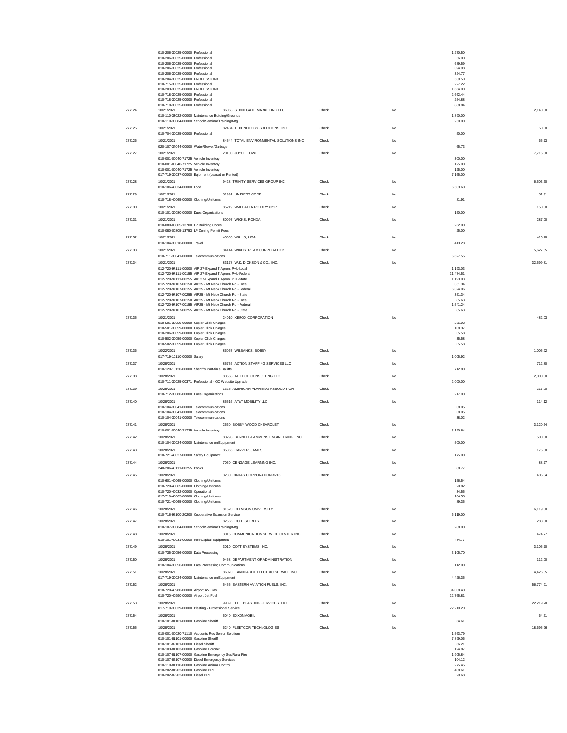| Check # | Date / Account | Vendor | Type | Void | Line Amount | Check Amount |
|---|---|---|---|---|---|---|
| | 010-206-30025-00000 Professional | | | | 1,270.50 | |
| | 010-206-30025-00000 Professional | | | | 56.00 | |
| | 010-206-30025-00000 Professional | | | | 689.59 | |
| | 010-206-30025-00000 Professional | | | | 394.98 | |
| | 010-206-30025-00000 Professional | | | | 324.77 | |
| | 010-204-30025-00000 PROFESSIONAL | | | | 539.50 | |
| | 010-715-30025-00000 Professional | | | | 227.22 | |
| | 010-203-30025-00000 PROFESSIONAL | | | | 1,664.00 | |
| | 010-718-30025-00000 Professional | | | | 2,662.44 | |
| | 010-718-30025-00000 Professional | | | | 254.88 | |
| | 010-718-30025-00000 Professional | | | | 888.84 | |
| 277124 | 10/21/2021 | 86058 STONEGATE MARKETING LLC | Check | No | | 2,140.00 |
| | 010-110-33022-00000 Maintenance Building/Grounds | | | | 1,890.00 | |
| | 010-110-30084-00000 School/Seminar/Training/Mtg | | | | 250.00 | |
| 277125 | 10/21/2021 | 82484 TECHNOLOGY SOLUTIONS, INC. | Check | No | | 50.00 |
| | 010-704-30025-00000 Professional | | | | 50.00 | |
| 277126 | 10/21/2021 | 84544 TOTAL ENVIRONMENTAL SOLUTIONS INC | Check | No | | 65.73 |
| | 020-107-34044-00000 Water/Sewer/Garbage | | | | 65.73 | |
| 277127 | 10/21/2021 | 20100 JOYCE TOWE | Check | No | | 7,715.00 |
| | 010-001-00040-71725 Vehicle Inventory | | | | 300.00 | |
| | 010-001-00040-71725 Vehicle Inventory | | | | 125.00 | |
| | 010-001-00040-71725 Vehicle Inventory | | | | 125.00 | |
| | 017-719-30037-00000 Eqipment (Leased or Rented) | | | | 7,165.00 | |
| 277128 | 10/21/2021 | 9428 TRINITY SERVICES GROUP INC | Check | No | | 6,503.60 |
| | 010-106-40034-00000 Food | | | | 6,503.60 | |
| 277129 | 10/21/2021 | 81991 UNIFIRST CORP | Check | No | | 81.91 |
| | 010-718-40065-00000 Clothing/Uniforms | | | | 81.91 | |
| 277130 | 10/21/2021 | 85219 WALHALLA ROTARY 6217 | Check | No | | 150.00 |
| | 010-101-30080-00000 Dues Organizations | | | | 150.00 | |
| 277131 | 10/21/2021 | 80097 WICKS, RONDA | Check | No | | 287.00 |
| | 010-080-00805-13700 LP Building Codes | | | | 262.00 | |
| | 010-080-00805-13753 LP Zoning Permit Fees | | | | 25.00 | |
| 277132 | 10/21/2021 | 43065 WILLIS, LISA | Check | No | | 413.28 |
| | 010-104-30018-00000 Travel | | | | 413.28 | |
| 277133 | 10/21/2021 | 84144 WINDSTREAM CORPORATION | Check | No | | 5,627.55 |
| | 010-711-30041-00000 Telecommunications | | | | 5,627.55 | |
| 277134 | 10/21/2021 | 83178 W.K. DICKSON & CO., INC. | Check | No | | 32,599.81 |
| | 012-720-97111-00000 AIP 27-Expand T Apron, P+L-Local | | | | 1,193.03 | |
| | 012-720-97111-00155 AIP 27-Expand T Apron, P+L-Federal | | | | 21,474.51 | |
| | 012-720-97111-00255 AIP 27-Expand T Apron, P+L-State | | | | 1,193.03 | |
| | 012-720-97107-00150 AIP25 - Mt Nebo Church Rd - Local | | | | 351.34 | |
| | 012-720-97107-00155 AIP25 - Mt Nebo Church Rd - Federal | | | | 6,324.06 | |
| | 012-720-97107-00255 AIP25 - Mt Nebo Church Rd - State | | | | 351.34 | |
| | 012-720-97107-00150 AIP25 - Mt Nebo Church Rd - Local | | | | 85.63 | |
| | 012-720-97107-00155 AIP25 - Mt Nebo Church Rd - Federal | | | | 1,541.24 | |
| | 012-720-97107-00255 AIP25 - Mt Nebo Church Rd - State | | | | 85.63 | |
| 277135 | 10/21/2021 | 24010 XEROX CORPORATION | Check | No | | 482.03 |
| | 010-501-30059-00000 Copier Click Charges | | | | 266.92 | |
| | 010-501-30059-00000 Copier Click Charges | | | | 108.37 | |
| | 010-206-30059-00000 Copier Click Charges | | | | 35.58 | |
| | 010-502-30059-00000 Copier Click Charges | | | | 35.58 | |
| | 010-502-30059-00000 Copier Click Charges | | | | 35.58 | |
| 277136 | 10/22/2021 | 86067 WILBANKS, BOBBY | Check | No | | 1,005.92 |
| | 017-719-10110-00000 Salary | | | | 1,005.92 | |
| 277137 | 10/28/2021 | 85736 ACTION STAFFING SERVICES LLC | Check | No | | 712.80 |
| | 010-120-10120-00000 Sheriff's Part-time Bailiffs | | | | 712.80 | |
| 277138 | 10/28/2021 | 83558 AE TECH CONSULTING LLC | Check | No | | 2,000.00 |
| | 010-711-30025-00371 Professional - OC Website Upgrade | | | | 2,000.00 | |
| 277139 | 10/28/2021 | 1325 AMERICAN PLANNING ASSOCIATION | Check | No | | 217.00 |
| | 010-712-30080-00000 Dues Organizations | | | | 217.00 | |
| 277140 | 10/28/2021 | 85516 AT&T MOBILITY LLC | Check | No | | 114.12 |
| | 010-104-30041-00000 Telecommunications | | | | 38.05 | |
| | 010-104-30041-00000 Telecommunications | | | | 38.05 | |
| | 010-104-30041-00000 Telecommunications | | | | 38.02 | |
| 277141 | 10/28/2021 | 2560 BOBBY WOOD CHEVROLET | Check | No | | 3,120.64 |
| | 010-001-00040-71725 Vehicle Inventory | | | | 3,120.64 | |
| 277142 | 10/28/2021 | 83298 BUNNELL-LAMMONS ENGINEERING, INC. | Check | No | | 500.00 |
| | 010-104-30024-00000 Maintenance on Equipment | | | | 500.00 | |
| 277143 | 10/28/2021 | 85865 CARVER, JAMES | Check | No | | 175.00 |
| | 010-721-40027-00000 Safety Equipment | | | | 175.00 | |
| 277144 | 10/28/2021 | 7050 CENGAGE LEARNING INC. | Check | No | | 88.77 |
| | 240-206-40111-00255 Books | | | | 88.77 | |
| 277145 | 10/28/2021 | 3230 CINTAS CORPORATION #216 | Check | No | | 405.84 |
| | 010-601-40065-00000 Clothing/Uniforms | | | | 156.54 | |
| | 010-720-40065-00000 Clothing/Uniforms | | | | 20.82 | |
| | 010-720-40032-00000 Operational | | | | 34.55 | |
| | 017-719-40065-00000 Clothing/Uniforms | | | | 104.58 | |
| | 010-721-40065-00000 Clothing/Uniforms | | | | 89.35 | |
| 277146 | 10/28/2021 | 81520 CLEMSON UNIVERSITY | Check | No | | 6,119.00 |
| | 010-716-95100-20200 Cooperative Extension Service | | | | 6,119.00 | |
| 277147 | 10/28/2021 | 82566 COLE SHIRLEY | Check | No | | 288.00 |
| | 010-107-30084-00000 School/Seminar/Training/Mtg | | | | 288.00 | |
| 277148 | 10/28/2021 | 3015 COMMUNICATION SERVICE CENTER INC. | Check | No | | 474.77 |
| | 010-101-40031-00000 Non-Capital Equipment | | | | 474.77 | |
| 277149 | 10/28/2021 | 3010 COTT SYSTEMS, INC. | Check | No | | 3,105.70 |
| | 010-735-30056-00000 Data Processing | | | | 3,105.70 | |
| 277150 | 10/28/2021 | 9458 DEPARTMENT OF ADMINISTRATION | Check | No | | 112.00 |
| | 010-104-30056-00000 Data Processing Communications | | | | 112.00 | |
| 277151 | 10/28/2021 | 86070 EARNHARDT ELECTRIC SERVICE INC | Check | No | | 4,426.35 |
| | 017-719-30024-00000 Maintenance on Equipment | | | | 4,426.35 | |
| 277152 | 10/28/2021 | 5455 EASTERN AVIATION FUELS, INC. | Check | No | | 56,774.21 |
| | 010-720-40980-00000 Airport AV Gas | | | | 34,008.40 | |
| | 010-720-40990-00000 Airport Jet Fuel | | | | 22,765.81 | |
| 277153 | 10/28/2021 | 9989 ELITE BLASTING SERVICES, LLC | Check | No | | 22,219.20 |
| | 017-719-30039-00000 Blasting - Professional Service | | | | 22,219.20 | |
| 277154 | 10/28/2021 | 5040 EXXONMOBIL | Check | No | | 64.61 |
| | 010-101-81101-00000 Gasoline Sheriff | | | | 64.61 | |
| 277155 | 10/28/2021 | 6240 FLEETCOR TECHNOLOGIES | Check | No | | 18,695.26 |
| | 010-001-00020-71110 Accounts Rec Senior Solutions | | | | 1,563.79 | |
| | 010-101-81101-00000 Gasoline Sheriff | | | | 7,899.06 | |
| | 010-101-82101-00000 Diesel Sheriff | | | | 66.21 | |
| | 010-103-81103-00000 Gasoline Coroner | | | | 124.87 | |
| | 010-107-81107-00000 Gasoline Emergency Ser/Rural Fire | | | | 1,905.84 | |
| | 010-107-82107-00000 Diesel Emergency Services | | | | 104.12 | |
| | 010-110-81110-00000 Gasoline Animal Control | | | | 275.45 | |
| | 010-202-81202-00000 Gasoline PRT | | | | 408.61 | |
| | 010-202-82202-00000 Diesel PRT | | | | 29.68 | |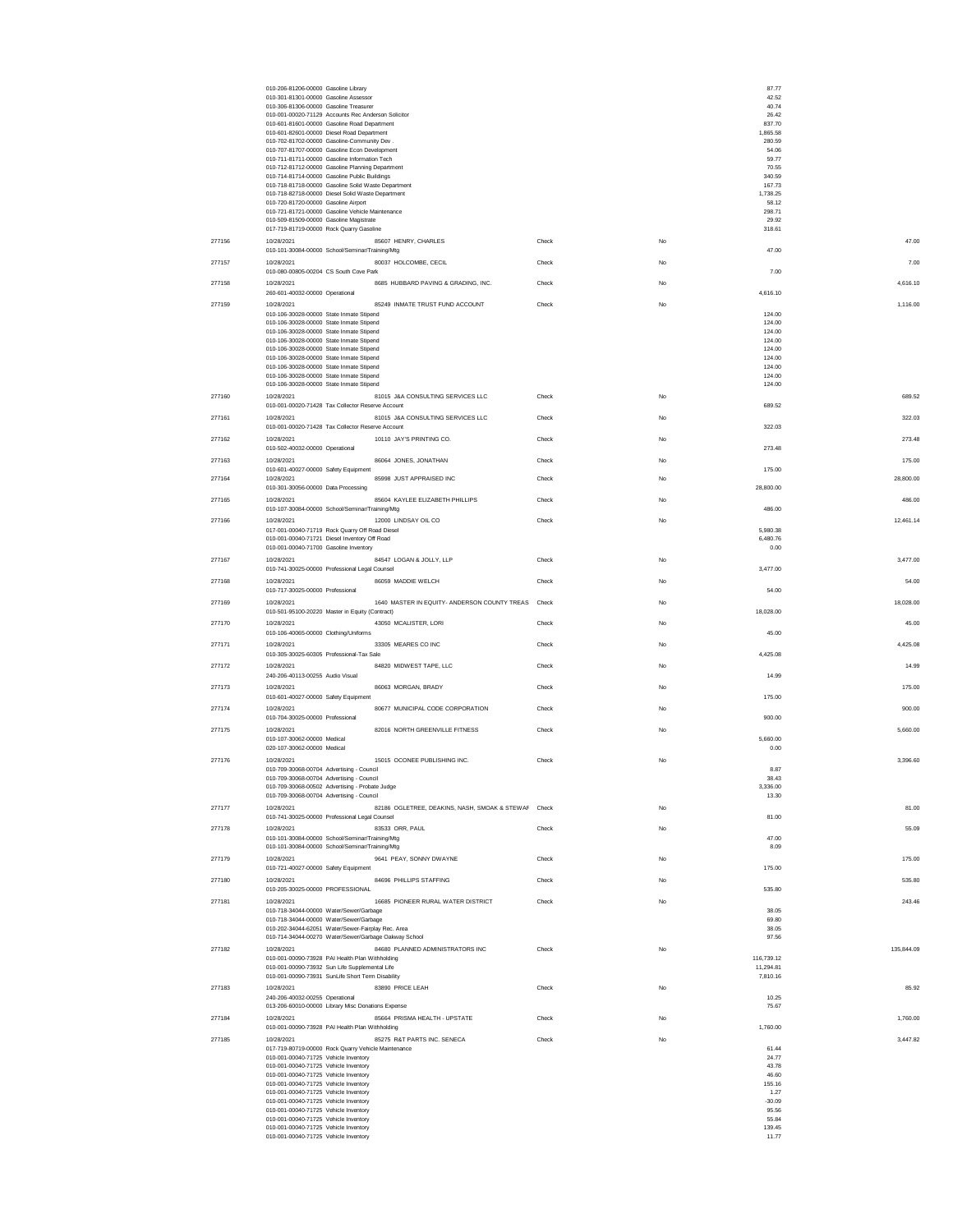| Check # | Date / Account | Vendor | Type | Void | Line Amount | Total |
|---|---|---|---|---|---|---|
| | 010-206-81206-00000 Gasoline Library | | | | 87.77 | |
| | 010-301-81301-00000 Gasoline Assessor | | | | 42.52 | |
| | 010-306-81306-00000 Gasoline Treasurer | | | | 40.74 | |
| | 010-001-00020-71129 Accounts Rec Anderson Solicitor | | | | 26.42 | |
| | 010-601-81601-00000 Gasoline Road Department | | | | 837.70 | |
| | 010-601-82601-00000 Diesel Road Department | | | | 1,865.58 | |
| | 010-702-81702-00000 Gasoline-Community Dev . | | | | 280.59 | |
| | 010-707-81707-00000 Gasoline Econ Development | | | | 54.06 | |
| | 010-711-81711-00000 Gasoline Information Tech | | | | 59.77 | |
| | 010-712-81712-00000 Gasoline Planning Department | | | | 70.55 | |
| | 010-714-81714-00000 Gasoline Public Buildings | | | | 340.59 | |
| | 010-718-81718-00000 Gasoline Solid Waste Department | | | | 167.73 | |
| | 010-718-82718-00000 Diesel Solid Waste Department | | | | 1,738.25 | |
| | 010-720-81720-00000 Gasoline Airport | | | | 58.12 | |
| | 010-721-81721-00000 Gasoline Vehicle Maintenance | | | | 298.71 | |
| | 010-509-81509-00000 Gasoline Magistrate | | | | 29.92 | |
| | 017-719-81719-00000 Rock Quarry Gasoline | | | | 318.61 | |
| 277156 | 10/28/2021 | 85607 HENRY, CHARLES | Check | No | | 47.00 |
| | 010-101-30084-00000 School/Seminar/Training/Mtg | | | | 47.00 | |
| 277157 | 10/28/2021 | 80037 HOLCOMBE, CECIL | Check | No | | 7.00 |
| | 010-080-00805-00204 CS South Cove Park | | | | 7.00 | |
| 277158 | 10/28/2021 | 8685 HUBBARD PAVING & GRADING, INC. | Check | No | | 4,616.10 |
| | 260-601-40032-00000 Operational | | | | 4,616.10 | |
| 277159 | 10/28/2021 | 85249 INMATE TRUST FUND ACCOUNT | Check | No | | 1,116.00 |
| | 010-106-30028-00000 State Inmate Stipend | | | | 124.00 | |
| | 010-106-30028-00000 State Inmate Stipend | | | | 124.00 | |
| | 010-106-30028-00000 State Inmate Stipend | | | | 124.00 | |
| | 010-106-30028-00000 State Inmate Stipend | | | | 124.00 | |
| | 010-106-30028-00000 State Inmate Stipend | | | | 124.00 | |
| | 010-106-30028-00000 State Inmate Stipend | | | | 124.00 | |
| | 010-106-30028-00000 State Inmate Stipend | | | | 124.00 | |
| | 010-106-30028-00000 State Inmate Stipend | | | | 124.00 | |
| | 010-106-30028-00000 State Inmate Stipend | | | | 124.00 | |
| 277160 | 10/28/2021 | 81015 J&A CONSULTING SERVICES LLC | Check | No | | 689.52 |
| | 010-001-00020-71428 Tax Collector Reserve Account | | | | 689.52 | |
| 277161 | 10/28/2021 | 81015 J&A CONSULTING SERVICES LLC | Check | No | | 322.03 |
| | 010-001-00020-71428 Tax Collector Reserve Account | | | | 322.03 | |
| 277162 | 10/28/2021 | 10110 JAY'S PRINTING CO. | Check | No | | 273.48 |
| | 010-502-40032-00000 Operational | | | | 273.48 | |
| 277163 | 10/28/2021 | 86064 JONES, JONATHAN | Check | No | | 175.00 |
| | 010-601-40027-00000 Safety Equipment | | | | 175.00 | |
| 277164 | 10/28/2021 | 85998 JUST APPRAISED INC | Check | No | | 28,800.00 |
| | 010-301-30056-00000 Data Processing | | | | 28,800.00 | |
| 277165 | 10/28/2021 | 85604 KAYLEE ELIZABETH PHILLIPS | Check | No | | 486.00 |
| | 010-107-30084-00000 School/Seminar/Training/Mtg | | | | 486.00 | |
| 277166 | 10/28/2021 | 12000 LINDSAY OIL CO | Check | No | | 12,461.14 |
| | 017-001-00040-71719 Rock Quarry Off Road Diesel | | | | 5,980.38 | |
| | 010-001-00040-71721 Diesel Inventory Off Road | | | | 6,480.76 | |
| | 010-001-00040-71700 Gasoline Inventory | | | | 0.00 | |
| 277167 | 10/28/2021 | 84547 LOGAN & JOLLY, LLP | Check | No | | 3,477.00 |
| | 010-741-30025-00000 Professional Legal Counsel | | | | 3,477.00 | |
| 277168 | 10/28/2021 | 86059 MADDIE WELCH | Check | No | | 54.00 |
| | 010-717-30025-00000 Professional | | | | 54.00 | |
| 277169 | 10/28/2021 | 1640 MASTER IN EQUITY- ANDERSON COUNTY TREAS | Check | No | | 18,028.00 |
| | 010-501-95100-20220 Master in Equity (Contract) | | | | 18,028.00 | |
| 277170 | 10/28/2021 | 43050 MCALISTER, LORI | Check | No | | 45.00 |
| | 010-106-40065-00000 Clothing/Uniforms | | | | 45.00 | |
| 277171 | 10/28/2021 | 33305 MEARES CO INC | Check | No | | 4,425.08 |
| | 010-305-30025-60305 Professional-Tax Sale | | | | 4,425.08 | |
| 277172 | 10/28/2021 | 84820 MIDWEST TAPE, LLC | Check | No | | 14.99 |
| | 240-206-40113-00255 Audio Visual | | | | 14.99 | |
| 277173 | 10/28/2021 | 86063 MORGAN, BRADY | Check | No | | 175.00 |
| | 010-601-40027-00000 Safety Equipment | | | | 175.00 | |
| 277174 | 10/28/2021 | 80677 MUNICIPAL CODE CORPORATION | Check | No | | 900.00 |
| | 010-704-30025-00000 Professional | | | | 900.00 | |
| 277175 | 10/28/2021 | 82016 NORTH GREENVILLE FITNESS | Check | No | | 5,660.00 |
| | 010-107-30062-00000 Medical | | | | 5,660.00 | |
| | 020-107-30062-00000 Medical | | | | 0.00 | |
| 277176 | 10/28/2021 | 15015 OCONEE PUBLISHING INC. | Check | No | | 3,396.60 |
| | 010-709-30068-00704 Advertising - Council | | | | 8.87 | |
| | 010-709-30068-00704 Advertising - Council | | | | 38.43 | |
| | 010-709-30068-00502 Advertising - Probate Judge | | | | 3,336.00 | |
| | 010-709-30068-00704 Advertising - Council | | | | 13.30 | |
| 277177 | 10/28/2021 | 82186 OGLETREE, DEAKINS, NASH, SMOAK & STEWAF | Check | No | | 81.00 |
| | 010-741-30025-00000 Professional Legal Counsel | | | | 81.00 | |
| 277178 | 10/28/2021 | 83533 ORR, PAUL | Check | No | | 55.09 |
| | 010-101-30084-00000 School/Seminar/Training/Mtg | | | | 47.00 | |
| | 010-101-30084-00000 School/Seminar/Training/Mtg | | | | 8.09 | |
| 277179 | 10/28/2021 | 9641 PEAY, SONNY DWAYNE | Check | No | | 175.00 |
| | 010-721-40027-00000 Safety Equipment | | | | 175.00 | |
| 277180 | 10/28/2021 | 84696 PHILLIPS STAFFING | Check | No | | 535.80 |
| | 010-205-30025-00000 PROFESSIONAL | | | | 535.80 | |
| 277181 | 10/28/2021 | 16685 PIONEER RURAL WATER DISTRICT | Check | No | | 243.46 |
| | 010-718-34044-00000 Water/Sewer/Garbage | | | | 38.05 | |
| | 010-718-34044-00000 Water/Sewer/Garbage | | | | 69.80 | |
| | 010-202-34044-62051 Water/Sewer-Fairplay Rec. Area | | | | 38.05 | |
| | 010-714-34044-00270 Water/Sewer/Garbage Oakway School | | | | 97.56 | |
| 277182 | 10/28/2021 | 84680 PLANNED ADMINISTRATORS INC | Check | No | | 135,844.09 |
| | 010-001-00090-73928 PAI Health Plan Withholding | | | | 116,739.12 | |
| | 010-001-00090-73932 Sun Life Supplemental Life | | | | 11,294.81 | |
| | 010-001-00090-73931 SunLife Short Term Disability | | | | 7,810.16 | |
| 277183 | 10/28/2021 | 83890 PRICE LEAH | Check | No | | 85.92 |
| | 240-206-40032-00255 Operational | | | | 10.25 | |
| | 013-206-60010-00000 Library Misc Donations Expense | | | | 75.67 | |
| 277184 | 10/28/2021 | 85664 PRISMA HEALTH - UPSTATE | Check | No | | 1,760.00 |
| | 010-001-00090-73928 PAI Health Plan Withholding | | | | 1,760.00 | |
| 277185 | 10/28/2021 | 85275 R&T PARTS INC. SENECA | Check | No | | 3,447.82 |
| | 017-719-80719-00000 Rock Quarry Vehicle Maintenance | | | | 61.44 | |
| | 010-001-00040-71725 Vehicle Inventory | | | | 24.77 | |
| | 010-001-00040-71725 Vehicle Inventory | | | | 43.78 | |
| | 010-001-00040-71725 Vehicle Inventory | | | | 46.60 | |
| | 010-001-00040-71725 Vehicle Inventory | | | | 155.16 | |
| | 010-001-00040-71725 Vehicle Inventory | | | | 1.27 | |
| | 010-001-00040-71725 Vehicle Inventory | | | | -30.09 | |
| | 010-001-00040-71725 Vehicle Inventory | | | | 95.56 | |
| | 010-001-00040-71725 Vehicle Inventory | | | | 55.84 | |
| | 010-001-00040-71725 Vehicle Inventory | | | | 139.45 | |
| | 010-001-00040-71725 Vehicle Inventory | | | | 11.77 | |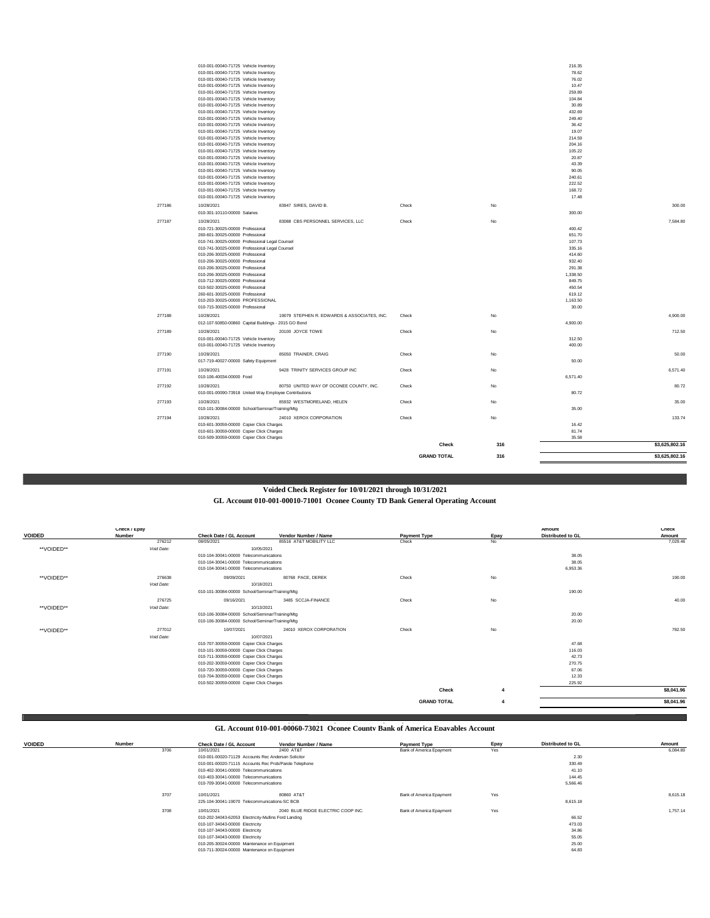| | | | | | Amount | Check |
|---|---|---|---|---|---|---|
| | 010-001-00040-71725 Vehicle Inventory | | | | 216.35 | |
| | 010-001-00040-71725 Vehicle Inventory | | | | 78.62 | |
| | 010-001-00040-71725 Vehicle Inventory | | | | 76.02 | |
| | 010-001-00040-71725 Vehicle Inventory | | | | 10.47 | |
| | 010-001-00040-71725 Vehicle Inventory | | | | 259.89 | |
| | 010-001-00040-71725 Vehicle Inventory | | | | 104.84 | |
| | 010-001-00040-71725 Vehicle Inventory | | | | 30.89 | |
| | 010-001-00040-71725 Vehicle Inventory | | | | 432.69 | |
| | 010-001-00040-71725 Vehicle Inventory | | | | 249.40 | |
| | 010-001-00040-71725 Vehicle Inventory | | | | 36.42 | |
| | 010-001-00040-71725 Vehicle Inventory | | | | 19.07 | |
| | 010-001-00040-71725 Vehicle Inventory | | | | 214.59 | |
| | 010-001-00040-71725 Vehicle Inventory | | | | 204.16 | |
| | 010-001-00040-71725 Vehicle Inventory | | | | 105.22 | |
| | 010-001-00040-71725 Vehicle Inventory | | | | 20.87 | |
| | 010-001-00040-71725 Vehicle Inventory | | | | 43.39 | |
| | 010-001-00040-71725 Vehicle Inventory | | | | 90.05 | |
| | 010-001-00040-71725 Vehicle Inventory | | | | 240.61 | |
| | 010-001-00040-71725 Vehicle Inventory | | | | 222.52 | |
| | 010-001-00040-71725 Vehicle Inventory | | | | 168.72 | |
| | 010-001-00040-71725 Vehicle Inventory | | | | 17.48 | |
| 277186 | 10/28/2021 | 83947 SIRES, DAVID B. | Check | No | | 300.00 |
| | 010-301-10110-00000 Salaries | | | | 300.00 | |
| 277187 | 10/28/2021 | 83088 CBS PERSONNEL SERVICES, LLC | Check | No | | 7,584.80 |
| | 010-721-30025-00000 Professional | | | | 400.42 | |
| | 260-601-30025-00000 Professional | | | | 651.70 | |
| | 010-741-30025-00000 Professional Legal Counsel | | | | 107.73 | |
| | 010-741-30025-00000 Professional Legal Counsel | | | | 335.16 | |
| | 010-206-30025-00000 Professional | | | | 414.60 | |
| | 010-206-30025-00000 Professional | | | | 932.40 | |
| | 010-206-30025-00000 Professional | | | | 291.38 | |
| | 010-206-30025-00000 Professional | | | | 1,338.50 | |
| | 010-712-30025-00000 Professional | | | | 849.75 | |
| | 010-502-30025-00000 Professional | | | | 450.54 | |
| | 260-601-30025-00000 Professional | | | | 619.12 | |
| | 010-203-30025-00000 PROFESSIONAL | | | | 1,163.50 | |
| | 010-715-30025-00000 Professional | | | | 30.00 | |
| 277188 | 10/28/2021 | 19079 STEPHEN R. EDWARDS & ASSOCIATES, INC. | Check | No | | 4,900.00 |
| | 012-107-50850-00860 Capital Buildings - 2015 GO Bond | | | | 4,900.00 | |
| 277189 | 10/28/2021 | 20100 JOYCE TOWE | Check | No | | 712.50 |
| | 010-001-00040-71725 Vehicle Inventory | | | | 312.50 | |
| | 010-001-00040-71725 Vehicle Inventory | | | | 400.00 | |
| 277190 | 10/28/2021 | 85050 TRAINER, CRAIG | Check | No | | 50.00 |
| | 017-719-40027-00000 Safety Equipment | | | | 50.00 | |
| 277191 | 10/28/2021 | 9428 TRINITY SERVICES GROUP INC | Check | No | | 6,571.40 |
| | 010-106-40034-00000 Food | | | | 6,571.40 | |
| 277192 | 10/28/2021 | 80750 UNITED WAY OF OCONEE COUNTY, INC. | Check | No | | 80.72 |
| | 010-001-00090-73918 United Way Employee Contributions | | | | 80.72 | |
| 277193 | 10/28/2021 | 85932 WESTMORELAND, HELEN | Check | No | | 35.00 |
| | 010-101-30084-00000 School/Seminar/Training/Mtg | | | | 35.00 | |
| 277194 | 10/28/2021 | 24010 XEROX CORPORATION | Check | No | | 133.74 |
| | 010-601-30059-00000 Copier Click Charges | | | | 16.42 | |
| | 010-601-30059-00000 Copier Click Charges | | | | 81.74 | |
| | 010-509-30059-00000 Copier Click Charges | | | | 35.58 | |
| | | | **Check** | **316** | | **$3,625,802.16** |
| | | | **GRAND TOTAL** | **316** | | **$3,625,802.16** |

## Voided Check Register for 10/01/2021 through 10/31/2021

### GL Account 010-001-00010-71001 Oconee County TD Bank General Operating Account

| VOIDED | Check / Epay Number | Check Date / GL Account | Vendor Number / Name | Payment Type | Epay | Amount Distributed to GL | Check Amount |
|---|---|---|---|---|---|---|---|
| | 276212 | 08/05/2021 | 85516 AT&T MOBILITY LLC | Check | No | | 7,029.46 |
| **VOIDED** | Void Date: | 10/05/2021 | | | | | |
| | | 010-104-30041-00000 Telecommunications | | | | 38.05 | |
| | | 010-104-30041-00000 Telecommunications | | | | 38.05 | |
| | | 010-104-30041-00000 Telecommunications | | | | 6,953.36 | |
| **VOIDED** | 276638 | 09/09/2021 | 80768 PACE, DEREK | Check | No | | 190.00 |
| | Void Date: | 10/18/2021 | | | | | |
| | | 010-101-30084-00000 School/Seminar/Training/Mtg | | | | 190.00 | |
| | 276725 | 09/16/2021 | 3485 SCCJA-FINANCE | Check | No | | 40.00 |
| **VOIDED** | Void Date: | 10/13/2021 | | | | | |
| | | 010-106-30084-00000 School/Seminar/Training/Mtg | | | | 20.00 | |
| | | 010-106-30084-00000 School/Seminar/Training/Mtg | | | | 20.00 | |
| **VOIDED** | 277012 | 10/07/2021 | 24010 XEROX CORPORATION | Check | No | | 782.50 |
| | Void Date: | 10/07/2021 | | | | | |
| | | 010-707-30059-00000 Copier Click Charges | | | | 47.68 | |
| | | 010-101-30059-00000 Copier Click Charges | | | | 116.03 | |
| | | 010-711-30059-00000 Copier Click Charges | | | | 42.73 | |
| | | 010-202-30059-00000 Copier Click Charges | | | | 270.75 | |
| | | 010-720-30059-00000 Copier Click Charges | | | | 67.06 | |
| | | 010-704-30059-00000 Copier Click Charges | | | | 12.33 | |
| | | 010-502-30059-00000 Copier Click Charges | | | | 225.92 | |
| | | | | **Check** | **4** | | **$8,041.96** |
| | | | | **GRAND TOTAL** | **4** | | **$8,041.96** |

### GL Account 010-001-00060-73021 Oconee County Bank of America Epayables Account

| VOIDED | Number | Check Date / GL Account | Vendor Number / Name | Payment Type | Epay | Distributed to GL | Amount |
|---|---|---|---|---|---|---|---|
| | 3706 | 10/01/2021 | 2400 AT&T | Bank of America Epayment | Yes | | 6,084.80 |
| | | 010-001-00020-71129 Accounts Rec Anderson Solicitor | | | | 2.30 | |
| | | 010-001-00020-71115 Accounts Rec Prob/Parole Telephone | | | | 330.49 | |
| | | 010-402-30041-00000 Telecommunications | | | | 41.10 | |
| | | 010-403-30041-00000 Telecommunications | | | | 144.45 | |
| | | 010-709-30041-00000 Telecommunications | | | | 5,566.46 | |
| | 3707 | 10/01/2021 | 80860 AT&T | Bank of America Epayment | Yes | | 8,615.18 |
| | | 225-104-30041-19070 Telecommunications-SC BCB | | | | 8,615.18 | |
| | 3708 | 10/01/2021 | 2040 BLUE RIDGE ELECTRIC COOP INC. | Bank of America Epayment | Yes | | 1,757.14 |
| | | 010-202-34043-62053 Electricity-Mullins Ford Landing | | | | 66.52 | |
| | | 010-107-34043-00000 Electricity | | | | 473.03 | |
| | | 010-107-34043-00000 Electricity | | | | 34.86 | |
| | | 010-107-34043-00000 Electricity | | | | 55.05 | |
| | | 010-205-30024-00000 Maintenance on Equipment | | | | 25.00 | |
| | | 010-711-30024-00000 Maintenance on Equipment | | | | 64.83 | |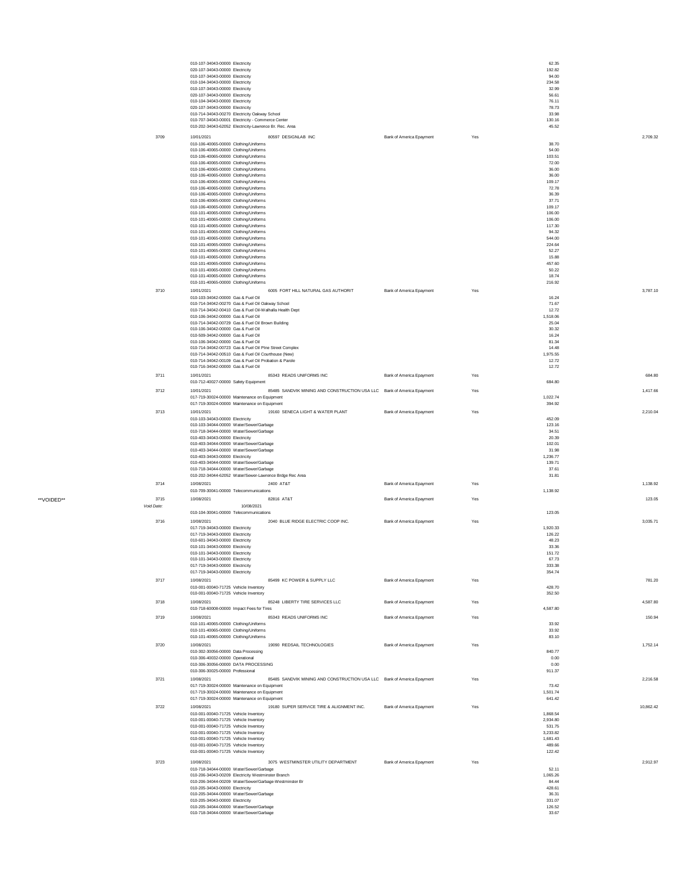| | Check # | Date / Account | Vendor | Payment Method | Cleared | Line Amount | Check Amount |
|---|---|---|---|---|---|---|---|
| | | 010-107-34043-00000 Electricity | | | | 62.35 | |
| | | 020-107-34043-00000 Electricity | | | | 192.82 | |
| | | 010-107-34043-00000 Electricity | | | | 94.00 | |
| | | 010-104-34043-00000 Electricity | | | | 234.58 | |
| | | 010-107-34043-00000 Electricity | | | | 32.99 | |
| | | 020-107-34043-00000 Electricity | | | | 56.61 | |
| | | 010-104-34043-00000 Electricity | | | | 76.11 | |
| | | 020-107-34043-00000 Electricity | | | | 78.73 | |
| | | 010-714-34043-00270 Electricity Oakway School | | | | 33.98 | |
| | | 010-707-34043-00001 Electricity - Commerce Center | | | | 130.16 | |
| | | 010-202-34043-62052 Electricity-Lawrence Br. Rec. Area | | | | 45.52 | |
| | 3709 | 10/01/2021 | 80597 DESIGNLAB INC | Bank of America Epayment | Yes | | 2,709.32 |
| | | 010-106-40065-00000 Clothing/Uniforms | | | | 38.70 | |
| | | 010-106-40065-00000 Clothing/Uniforms | | | | 54.00 | |
| | | 010-106-40065-00000 Clothing/Uniforms | | | | 103.51 | |
| | | 010-106-40065-00000 Clothing/Uniforms | | | | 72.00 | |
| | | 010-106-40065-00000 Clothing/Uniforms | | | | 36.00 | |
| | | 010-106-40065-00000 Clothing/Uniforms | | | | 36.00 | |
| | | 010-106-40065-00000 Clothing/Uniforms | | | | 109.17 | |
| | | 010-106-40065-00000 Clothing/Uniforms | | | | 72.78 | |
| | | 010-106-40065-00000 Clothing/Uniforms | | | | 36.39 | |
| | | 010-106-40065-00000 Clothing/Uniforms | | | | 37.71 | |
| | | 010-106-40065-00000 Clothing/Uniforms | | | | 109.17 | |
| | | 010-101-40065-00000 Clothing/Uniforms | | | | 106.00 | |
| | | 010-101-40065-00000 Clothing/Uniforms | | | | 106.00 | |
| | | 010-101-40065-00000 Clothing/Uniforms | | | | 117.30 | |
| | | 010-101-40065-00000 Clothing/Uniforms | | | | 94.32 | |
| | | 010-101-40065-00000 Clothing/Uniforms | | | | 544.00 | |
| | | 010-101-40065-00000 Clothing/Uniforms | | | | 224.64 | |
| | | 010-101-40065-00000 Clothing/Uniforms | | | | 52.27 | |
| | | 010-101-40065-00000 Clothing/Uniforms | | | | 15.88 | |
| | | 010-101-40065-00000 Clothing/Uniforms | | | | 457.60 | |
| | | 010-101-40065-00000 Clothing/Uniforms | | | | 50.22 | |
| | | 010-101-40065-00000 Clothing/Uniforms | | | | 18.74 | |
| | | 010-101-40065-00000 Clothing/Uniforms | | | | 216.92 | |
| | 3710 | 10/01/2021 | 6005 FORT HILL NATURAL GAS AUTHORIT | Bank of America Epayment | Yes | | 3,787.10 |
| | | 010-103-34042-00000 Gas & Fuel Oil | | | | 16.24 | |
| | | 010-714-34042-00270 Gas & Fuel Oil Oakway School | | | | 71.67 | |
| | | 010-714-34042-00410 Gas & Fuel Oil-Walhalla Health Dept | | | | 12.72 | |
| | | 010-106-34042-00000 Gas & Fuel Oil | | | | 1,518.06 | |
| | | 010-714-34042-00729 Gas & Fuel Oil Brown Building | | | | 25.04 | |
| | | 010-106-34042-00000 Gas & Fuel Oil | | | | 30.32 | |
| | | 010-509-34042-00000 Gas & Fuel Oil | | | | 16.24 | |
| | | 010-106-34042-00000 Gas & Fuel Oil | | | | 81.34 | |
| | | 010-714-34042-00723 Gas & Fuel Oil Pine Street Complex | | | | 14.48 | |
| | | 010-714-34042-00510 Gas & Fuel Oil Courthouse (New) | | | | 1,975.55 | |
| | | 010-714-34042-00109 Gas & Fuel Oil Probation & Parole | | | | 12.72 | |
| | | 010-716-34042-00000 Gas & Fuel Oil | | | | 12.72 | |
| | 3711 | 10/01/2021 | 85343 READS UNIFORMS INC | Bank of America Epayment | Yes | | 684.80 |
| | | 010-712-40027-00000 Safety Equipment | | | | 684.80 | |
| | 3712 | 10/01/2021 | 85485 SANDVIK MINING AND CONSTRUCTION USA LLC | Bank of America Epayment | Yes | | 1,417.66 |
| | | 017-719-30024-00000 Maintenance on Equipment | | | | 1,022.74 | |
| | | 017-719-30024-00000 Maintenance on Equipment | | | | 394.92 | |
| | 3713 | 10/01/2021 | 19160 SENECA LIGHT & WATER PLANT | Bank of America Epayment | Yes | | 2,210.04 |
| | | 010-103-34043-00000 Electricity | | | | 452.09 | |
| | | 010-103-34044-00000 Water/Sewer/Garbage | | | | 123.16 | |
| | | 010-718-34044-00000 Water/Sewer/Garbage | | | | 34.51 | |
| | | 010-403-34043-00000 Electricity | | | | 20.39 | |
| | | 010-403-34044-00000 Water/Sewer/Garbage | | | | 102.01 | |
| | | 010-403-34044-00000 Water/Sewer/Garbage | | | | 31.98 | |
| | | 010-403-34043-00000 Electricity | | | | 1,236.77 | |
| | | 010-403-34044-00000 Water/Sewer/Garbage | | | | 139.71 | |
| | | 010-718-34044-00000 Water/Sewer/Garbage | | | | 37.61 | |
| | | 010-202-34044-62052 Water/Sewer-Lawrence Brdge Rec Area | | | | 31.81 | |
| | 3714 | 10/08/2021 | 2400 AT&T | Bank of America Epayment | Yes | | 1,138.92 |
| | | 010-709-30041-00000 Telecommunications | | | | 1,138.92 | |
| **VOIDED** | 3715 | 10/08/2021 | 82816 AT&T | Bank of America Epayment | Yes | | 123.05 |
| | *Void Date:* | 10/08/2021 | | | | | |
| | | 010-104-30041-00000 Telecommunications | | | | 123.05 | |
| | 3716 | 10/08/2021 | 2040 BLUE RIDGE ELECTRIC COOP INC. | Bank of America Epayment | Yes | | 3,035.71 |
| | | 017-719-34043-00000 Electricity | | | | 1,920.33 | |
| | | 017-719-34043-00000 Electricity | | | | 126.22 | |
| | | 010-601-34043-00000 Electricity | | | | 48.23 | |
| | | 010-101-34043-00000 Electricity | | | | 33.36 | |
| | | 010-101-34043-00000 Electricity | | | | 151.72 | |
| | | 010-101-34043-00000 Electricity | | | | 67.73 | |
| | | 017-719-34043-00000 Electricity | | | | 333.38 | |
| | | 017-719-34043-00000 Electricity | | | | 354.74 | |
| | 3717 | 10/08/2021 | 85499 KC POWER & SUPPLY LLC | Bank of America Epayment | Yes | | 781.20 |
| | | 010-001-00040-71725 Vehicle Inventory | | | | 428.70 | |
| | | 010-001-00040-71725 Vehicle Inventory | | | | 352.50 | |
| | 3718 | 10/08/2021 | 85248 LIBERTY TIRE SERVICES LLC | Bank of America Epayment | Yes | | 4,587.80 |
| | | 010-718-60008-00000 Impact Fees for Tires | | | | 4,587.80 | |
| | 3719 | 10/08/2021 | 85343 READS UNIFORMS INC | Bank of America Epayment | Yes | | 150.94 |
| | | 010-101-40065-00000 Clothing/Uniforms | | | | 33.92 | |
| | | 010-101-40065-00000 Clothing/Uniforms | | | | 33.92 | |
| | | 010-101-40065-00000 Clothing/Uniforms | | | | 83.10 | |
| | 3720 | 10/08/2021 | 19090 REDSAIL TECHNOLOGIES | Bank of America Epayment | Yes | | 1,752.14 |
| | | 010-302-30056-00000 Data Processing | | | | 840.77 | |
| | | 010-306-40032-00000 Operational | | | | 0.00 | |
| | | 010-306-30056-00000 DATA PROCESSING | | | | 0.00 | |
| | | 010-306-30025-00000 Professional | | | | 911.37 | |
| | 3721 | 10/08/2021 | 85485 SANDVIK MINING AND CONSTRUCTION USA LLC | Bank of America Epayment | Yes | | 2,216.58 |
| | | 017-719-30024-00000 Maintenance on Equipment | | | | 73.42 | |
| | | 017-719-30024-00000 Maintenance on Equipment | | | | 1,501.74 | |
| | | 017-719-30024-00000 Maintenance on Equipment | | | | 641.42 | |
| | 3722 | 10/08/2021 | 19180 SUPER SERVICE TIRE & ALIGNMENT INC. | Bank of America Epayment | Yes | | 10,862.42 |
| | | 010-001-00040-71725 Vehicle Inventory | | | | 1,868.54 | |
| | | 010-001-00040-71725 Vehicle Inventory | | | | 2,934.80 | |
| | | 010-001-00040-71725 Vehicle Inventory | | | | 531.75 | |
| | | 010-001-00040-71725 Vehicle Inventory | | | | 3,233.82 | |
| | | 010-001-00040-71725 Vehicle Inventory | | | | 1,681.43 | |
| | | 010-001-00040-71725 Vehicle Inventory | | | | 489.66 | |
| | | 010-001-00040-71725 Vehicle Inventory | | | | 122.42 | |
| | 3723 | 10/08/2021 | 3075 WESTMINSTER UTILITY DEPARTMENT | Bank of America Epayment | Yes | | 2,912.97 |
| | | 010-718-34044-00000 Water/Sewer/Garbage | | | | 52.11 | |
| | | 010-206-34043-00209 Electricity Westminster Branch | | | | 1,065.26 | |
| | | 010-206-34044-00209 Water/Sewer/Garbage-Westminster Br | | | | 84.44 | |
| | | 010-205-34043-00000 Electricity | | | | 428.61 | |
| | | 010-205-34044-00000 Water/Sewer/Garbage | | | | 36.31 | |
| | | 010-205-34043-00000 Electricity | | | | 331.07 | |
| | | 010-205-34044-00000 Water/Sewer/Garbage | | | | 126.52 | |
| | | 010-718-34044-00000 Water/Sewer/Garbage | | | | 33.67 | |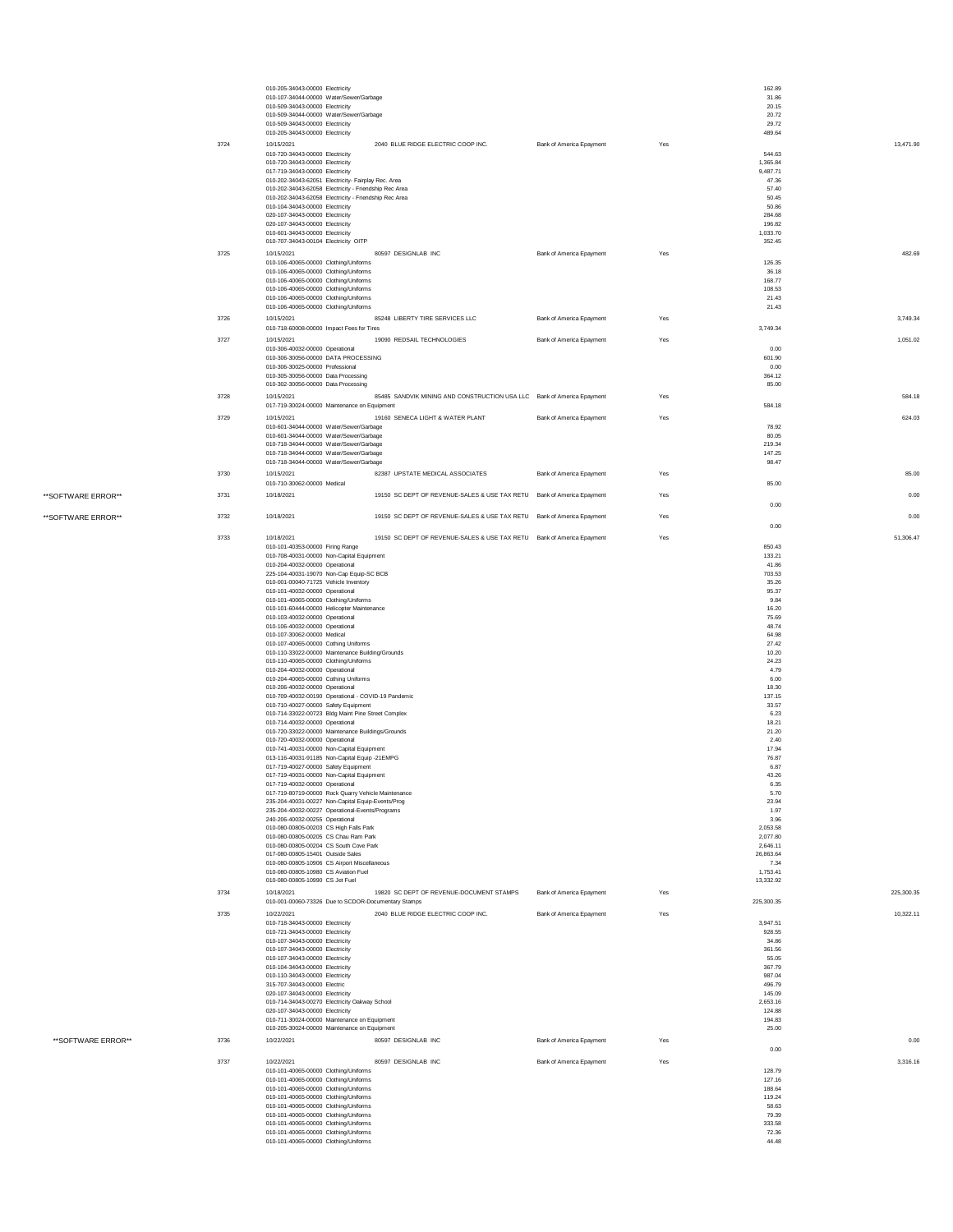| | Check # | Date / Account | Vendor | Payment Method | Cleared | Line Amount | Total |
|---|---|---|---|---|---|---|---|
| | | 010-205-34043-00000 Electricity | | | | 162.89 | |
| | | 010-107-34044-00000 Water/Sewer/Garbage | | | | 31.86 | |
| | | 010-509-34043-00000 Electricity | | | | 20.15 | |
| | | 010-509-34044-00000 Water/Sewer/Garbage | | | | 20.72 | |
| | | 010-509-34043-00000 Electricity | | | | 29.72 | |
| | | 010-205-34043-00000 Electricity | | | | 489.64 | |
| | 3724 | 10/15/2021 | 2040 BLUE RIDGE ELECTRIC COOP INC. | Bank of America Epayment | Yes | | 13,471.90 |
| | | 010-720-34043-00000 Electricity | | | | 544.63 | |
| | | 010-720-34043-00000 Electricity | | | | 1,365.84 | |
| | | 017-719-34043-00000 Electricity | | | | 9,487.71 | |
| | | 010-202-34043-62051 Electricity- Fairplay Rec. Area | | | | 47.36 | |
| | | 010-202-34043-62058 Electricity - Friendship Rec Area | | | | 57.40 | |
| | | 010-202-34043-62058 Electricity - Friendship Rec Area | | | | 50.45 | |
| | | 010-104-34043-00000 Electricity | | | | 50.86 | |
| | | 020-107-34043-00000 Electricity | | | | 284.68 | |
| | | 020-107-34043-00000 Electricity | | | | 196.82 | |
| | | 010-601-34043-00000 Electricity | | | | 1,033.70 | |
| | | 010-707-34043-00104 Electricity OITP | | | | 352.45 | |
| | 3725 | 10/15/2021 | 80597 DESIGNLAB INC | Bank of America Epayment | Yes | | 482.69 |
| | | 010-106-40065-00000 Clothing/Uniforms | | | | 126.35 | |
| | | 010-106-40065-00000 Clothing/Uniforms | | | | 36.18 | |
| | | 010-106-40065-00000 Clothing/Uniforms | | | | 168.77 | |
| | | 010-106-40065-00000 Clothing/Uniforms | | | | 108.53 | |
| | | 010-106-40065-00000 Clothing/Uniforms | | | | 21.43 | |
| | | 010-106-40065-00000 Clothing/Uniforms | | | | 21.43 | |
| | 3726 | 10/15/2021 | 85248 LIBERTY TIRE SERVICES LLC | Bank of America Epayment | Yes | | 3,749.34 |
| | | 010-718-60008-00000 Impact Fees for Tires | | | | 3,749.34 | |
| | 3727 | 10/15/2021 | 19090 REDSAIL TECHNOLOGIES | Bank of America Epayment | Yes | | 1,051.02 |
| | | 010-306-40032-00000 Operational | | | | 0.00 | |
| | | 010-306-30056-00000 DATA PROCESSING | | | | 601.90 | |
| | | 010-306-30025-00000 Professional | | | | 0.00 | |
| | | 010-305-30056-00000 Data Processing | | | | 364.12 | |
| | | 010-302-30056-00000 Data Processing | | | | 85.00 | |
| | 3728 | 10/15/2021 | 85485 SANDVIK MINING AND CONSTRUCTION USA LLC | Bank of America Epayment | Yes | | 584.18 |
| | | 017-719-30024-00000 Maintenance on Equipment | | | | 584.18 | |
| | 3729 | 10/15/2021 | 19160 SENECA LIGHT & WATER PLANT | Bank of America Epayment | Yes | | 624.03 |
| | | 010-601-34044-00000 Water/Sewer/Garbage | | | | 78.92 | |
| | | 010-601-34044-00000 Water/Sewer/Garbage | | | | 80.05 | |
| | | 010-718-34044-00000 Water/Sewer/Garbage | | | | 219.34 | |
| | | 010-718-34044-00000 Water/Sewer/Garbage | | | | 147.25 | |
| | | 010-718-34044-00000 Water/Sewer/Garbage | | | | 98.47 | |
| | 3730 | 10/15/2021 | 82387 UPSTATE MEDICAL ASSOCIATES | Bank of America Epayment | Yes | | 85.00 |
| | | 010-710-30062-00000 Medical | | | | 85.00 | |
| **SOFTWARE ERROR** | 3731 | 10/18/2021 | 19150 SC DEPT OF REVENUE-SALES & USE TAX RETU | Bank of America Epayment | Yes | | 0.00 |
| | | | | | | 0.00 | |
| **SOFTWARE ERROR** | 3732 | 10/18/2021 | 19150 SC DEPT OF REVENUE-SALES & USE TAX RETU | Bank of America Epayment | Yes | | 0.00 |
| | | | | | | 0.00 | |
| | 3733 | 10/18/2021 | 19150 SC DEPT OF REVENUE-SALES & USE TAX RETU | Bank of America Epayment | Yes | | 51,306.47 |
| | | 010-101-40353-00000 Firing Range | | | | 850.43 | |
| | | 010-708-40031-00000 Non-Capital Equipment | | | | 133.21 | |
| | | 010-204-40032-00000 Operational | | | | 41.86 | |
| | | 225-104-40031-19070 Non-Cap Equip-SC BCB | | | | 703.53 | |
| | | 010-001-00040-71725 Vehicle Inventory | | | | 35.26 | |
| | | 010-101-40032-00000 Operational | | | | 95.37 | |
| | | 010-101-40065-00000 Clothing/Uniforms | | | | 9.84 | |
| | | 010-101-60444-00000 Helicopter Maintenance | | | | 16.20 | |
| | | 010-103-40032-00000 Operational | | | | 75.69 | |
| | | 010-106-40032-00000 Operational | | | | 48.74 | |
| | | 010-107-30062-00000 Medical | | | | 64.98 | |
| | | 010-107-40065-00000 Cothing Uniforms | | | | 27.42 | |
| | | 010-110-33022-00000 Maintenance Building/Grounds | | | | 10.20 | |
| | | 010-110-40065-00000 Clothing/Uniforms | | | | 24.23 | |
| | | 010-204-40032-00000 Operational | | | | 4.79 | |
| | | 010-204-40065-00000 Cothing Uniforms | | | | 6.00 | |
| | | 010-206-40032-00000 Operational | | | | 18.30 | |
| | | 010-709-40032-00190 Operational - COVID-19 Pandemic | | | | 137.15 | |
| | | 010-710-40027-00000 Safety Equipment | | | | 33.57 | |
| | | 010-714-33022-00723 Bldg Maint Pine Street Complex | | | | 6.23 | |
| | | 010-714-40032-00000 Operational | | | | 18.21 | |
| | | 010-720-33022-00000 Maintenance Buildings/Grounds | | | | 21.20 | |
| | | 010-720-40032-00000 Operational | | | | 2.40 | |
| | | 010-741-40031-00000 Non-Capital Equipment | | | | 17.94 | |
| | | 013-116-40031-91185 Non-Capital Equip -21EMPG | | | | 76.87 | |
| | | 017-719-40027-00000 Safety Equipment | | | | 6.87 | |
| | | 017-719-40031-00000 Non-Capital Equipment | | | | 43.26 | |
| | | 017-719-40032-00000 Operational | | | | 6.35 | |
| | | 017-719-80719-00000 Rock Quarry Vehicle Maintenance | | | | 5.70 | |
| | | 235-204-40031-00227 Non-Capital Equip-Events/Prog | | | | 23.94 | |
| | | 235-204-40032-00227 Operational-Events/Programs | | | | 1.97 | |
| | | 240-206-40032-00255 Operational | | | | 3.96 | |
| | | 010-080-00805-00203 CS High Falls Park | | | | 2,053.58 | |
| | | 010-080-00805-00205 CS Chau Ram Park | | | | 2,077.80 | |
| | | 010-080-00805-00204 CS South Cove Park | | | | 2,646.11 | |
| | | 017-080-00805-15401 Outside Sales | | | | 26,863.64 | |
| | | 010-080-00805-10906 CS Airport Miscellaneous | | | | 7.34 | |
| | | 010-080-00805-10980 CS Aviation Fuel | | | | 1,753.41 | |
| | | 010-080-00805-10990 CS Jet Fuel | | | | 13,332.92 | |
| | 3734 | 10/18/2021 | 19820 SC DEPT OF REVENUE-DOCUMENT STAMPS | Bank of America Epayment | Yes | | 225,300.35 |
| | | 010-001-00060-73326 Due to SCDOR-Documentary Stamps | | | | 225,300.35 | |
| | 3735 | 10/22/2021 | 2040 BLUE RIDGE ELECTRIC COOP INC. | Bank of America Epayment | Yes | | 10,322.11 |
| | | 010-718-34043-00000 Electricity | | | | 3,947.51 | |
| | | 010-721-34043-00000 Electricity | | | | 928.55 | |
| | | 010-107-34043-00000 Electricity | | | | 34.86 | |
| | | 010-107-34043-00000 Electricity | | | | 361.56 | |
| | | 010-107-34043-00000 Electricity | | | | 55.05 | |
| | | 010-104-34043-00000 Electricity | | | | 367.79 | |
| | | 010-110-34043-00000 Electricity | | | | 987.04 | |
| | | 315-707-34043-00000 Electric | | | | 496.79 | |
| | | 020-107-34043-00000 Electricity | | | | 145.09 | |
| | | 010-714-34043-00270 Electricity Oakway School | | | | 2,653.16 | |
| | | 020-107-34043-00000 Electricity | | | | 124.88 | |
| | | 010-711-30024-00000 Maintenance on Equipment | | | | 194.83 | |
| | | 010-205-30024-00000 Maintenance on Equipment | | | | 25.00 | |
| **SOFTWARE ERROR** | 3736 | 10/22/2021 | 80597 DESIGNLAB INC | Bank of America Epayment | Yes | | 0.00 |
| | | | | | | 0.00 | |
| | 3737 | 10/22/2021 | 80597 DESIGNLAB INC | Bank of America Epayment | Yes | | 3,316.16 |
| | | 010-101-40065-00000 Clothing/Uniforms | | | | 128.79 | |
| | | 010-101-40065-00000 Clothing/Uniforms | | | | 127.16 | |
| | | 010-101-40065-00000 Clothing/Uniforms | | | | 188.64 | |
| | | 010-101-40065-00000 Clothing/Uniforms | | | | 119.24 | |
| | | 010-101-40065-00000 Clothing/Uniforms | | | | 58.63 | |
| | | 010-101-40065-00000 Clothing/Uniforms | | | | 79.39 | |
| | | 010-101-40065-00000 Clothing/Uniforms | | | | 333.58 | |
| | | 010-101-40065-00000 Clothing/Uniforms | | | | 72.36 | |
| | | 010-101-40065-00000 Clothing/Uniforms | | | | 44.48 | |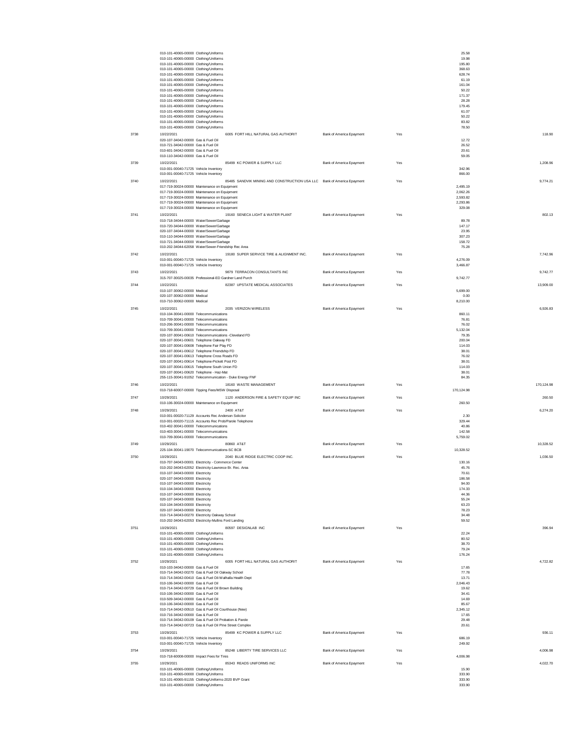| | | | | | | |
|---|---|---|---|---|---|---|
| | 010-101-40065-00000 Clothing/Uniforms | | | | 25.58 | |
| | 010-101-40065-00000 Clothing/Uniforms | | | | 19.98 | |
| | 010-101-40065-00000 Clothing/Uniforms | | | | 195.80 | |
| | 010-101-40065-00000 Clothing/Uniforms | | | | 368.63 | |
| | 010-101-40065-00000 Clothing/Uniforms | | | | 628.74 | |
| | 010-101-40065-00000 Clothing/Uniforms | | | | 61.19 | |
| | 010-101-40065-00000 Clothing/Uniforms | | | | 161.04 | |
| | 010-101-40065-00000 Clothing/Uniforms | | | | 50.22 | |
| | 010-101-40065-00000 Clothing/Uniforms | | | | 171.37 | |
| | 010-101-40065-00000 Clothing/Uniforms | | | | 28.28 | |
| | 010-101-40065-00000 Clothing/Uniforms | | | | 179.45 | |
| | 010-101-40065-00000 Clothing/Uniforms | | | | 61.07 | |
| | 010-101-40065-00000 Clothing/Uniforms | | | | 50.22 | |
| | 010-101-40065-00000 Clothing/Uniforms | | | | 83.82 | |
| | 010-101-40065-00000 Clothing/Uniforms | | | | 78.50 | |
| 3738 | 10/22/2021 | 6005 FORT HILL NATURAL GAS AUTHORIT | Bank of America Epayment | Yes | | 118.90 |
| | 020-107-34042-00000 Gas & Fuel Oil | | | | 12.72 | |
| | 010-721-34042-00000 Gas & Fuel Oil | | | | 26.52 | |
| | 010-601-34042-00000 Gas & Fuel Oil | | | | 20.61 | |
| | 010-110-34042-00000 Gas & Fuel Oil | | | | 59.05 | |
| 3739 | 10/22/2021 | 85499 KC POWER & SUPPLY LLC | Bank of America Epayment | Yes | | 1,208.96 |
| | 010-001-00040-71725 Vehicle Inventory | | | | 342.96 | |
| | 010-001-00040-71725 Vehicle Inventory | | | | 866.00 | |
| 3740 | 10/22/2021 | 85485 SANDVIK MINING AND CONSTRUCTION USA LLC | Bank of America Epayment | Yes | | 9,774.21 |
| | 017-719-30024-00000 Maintenance on Equipment | | | | 2,495.19 | |
| | 017-719-30024-00000 Maintenance on Equipment | | | | 2,062.26 | |
| | 017-719-30024-00000 Maintenance on Equipment | | | | 2,593.82 | |
| | 017-719-30024-00000 Maintenance on Equipment | | | | 2,293.86 | |
| | 017-719-30024-00000 Maintenance on Equipment | | | | 329.08 | |
| 3741 | 10/22/2021 | 19160 SENECA LIGHT & WATER PLANT | Bank of America Epayment | Yes | | 802.13 |
| | 010-718-34044-00000 Water/Sewer/Garbage | | | | 89.78 | |
| | 010-720-34044-00000 Water/Sewer/Garbage | | | | 147.17 | |
| | 020-107-34044-00000 Water/Sewer/Garbage | | | | 23.95 | |
| | 010-110-34044-00000 Water/Sewer/Garbage | | | | 307.23 | |
| | 010-721-34044-00000 Water/Sewer/Garbage | | | | 158.72 | |
| | 010-202-34044-62058 Water/Sewer-Friendship Rec Area | | | | 75.28 | |
| 3742 | 10/22/2021 | 19180 SUPER SERVICE TIRE & ALIGNMENT INC. | Bank of America Epayment | Yes | | 7,742.96 |
| | 010-001-00040-71725 Vehicle Inventory | | | | 4,276.09 | |
| | 010-001-00040-71725 Vehicle Inventory | | | | 3,466.87 | |
| 3743 | 10/22/2021 | 9879 TERRACON CONSULTANTS INC | Bank of America Epayment | Yes | | 9,742.77 |
| | 315-707-30025-00035 Professional-ED Gardner Land Purch | | | | 9,742.77 | |
| 3744 | 10/22/2021 | 82387 UPSTATE MEDICAL ASSOCIATES | Bank of America Epayment | Yes | | 13,909.00 |
| | 010-107-30062-00000 Medical | | | | 5,699.00 | |
| | 020-107-30062-00000 Medical | | | | 0.00 | |
| | 010-710-30062-00000 Medical | | | | 8,210.00 | |
| 3745 | 10/22/2021 | 2035 VERIZON WIRELESS | Bank of America Epayment | Yes | | 6,926.83 |
| | 010-104-30041-00000 Telecommunications | | | | 860.11 | |
| | 010-709-30041-00000 Telecommunications | | | | 76.81 | |
| | 010-206-30041-00000 Telecommunications | | | | 76.02 | |
| | 010-709-30041-00000 Telecommunications | | | | 5,132.04 | |
| | 020-107-30041-00610 Telecommunications -Cleveland FD | | | | 79.35 | |
| | 020-107-30041-00601 Telephone Oakway FD | | | | 200.04 | |
| | 020-107-30041-00608 Telephone Fair Play FD | | | | 114.03 | |
| | 020-107-30041-00612 Telephone Friendship FD | | | | 38.01 | |
| | 020-107-30041-00613 Telephone Cross Roads FD | | | | 76.02 | |
| | 020-107-30041-00614 Telephone-Pickett Post FD | | | | 38.01 | |
| | 020-107-30041-00615 Telephone South Union FD | | | | 114.03 | |
| | 020-107-30041-00620 Telephone - Haz-Mat | | | | 38.01 | |
| | 255-115-30041-91052 Telecommunication - Duke Energy FNF | | | | 84.35 | |
| 3746 | 10/22/2021 | 18160 WASTE MANAGEMENT | Bank of America Epayment | Yes | | 170,124.98 |
| | 010-718-60007-00000 Tipping Fees/MSW Disposal | | | | 170,124.98 | |
| 3747 | 10/29/2021 | 1120 ANDERSON FIRE & SAFETY EQUIP INC | Bank of America Epayment | Yes | | 260.50 |
| | 010-106-30024-00000 Maintenance on Equipment | | | | 260.50 | |
| 3748 | 10/29/2021 | 2400 AT&T | Bank of America Epayment | Yes | | 6,274.20 |
| | 010-001-00020-71129 Accounts Rec Anderson Solicitor | | | | 2.30 | |
| | 010-001-00020-71115 Accounts Rec Prob/Parole Telephone | | | | 329.44 | |
| | 010-402-30041-00000 Telecommunications | | | | 40.86 | |
| | 010-403-30041-00000 Telecommunications | | | | 142.58 | |
| | 010-709-30041-00000 Telecommunications | | | | 5,759.02 | |
| 3749 | 10/29/2021 | 80860 AT&T | Bank of America Epayment | Yes | | 10,328.52 |
| | 225-104-30041-19070 Telecommunications-SC BCB | | | | 10,328.52 | |
| 3750 | 10/29/2021 | 2040 BLUE RIDGE ELECTRIC COOP INC. | Bank of America Epayment | Yes | | 1,036.50 |
| | 010-707-34043-00001 Electricity - Commerce Center | | | | 130.16 | |
| | 010-202-34043-62052 Electricity-Lawrence Br. Rec. Area | | | | 45.76 | |
| | 010-107-34043-00000 Electricity | | | | 70.61 | |
| | 020-107-34043-00000 Electricity | | | | 186.58 | |
| | 010-107-34043-00000 Electricity | | | | 94.00 | |
| | 010-104-34043-00000 Electricity | | | | 174.33 | |
| | 010-107-34043-00000 Electricity | | | | 44.36 | |
| | 020-107-34043-00000 Electricity | | | | 55.24 | |
| | 010-104-34043-00000 Electricity | | | | 63.23 | |
| | 020-107-34043-00000 Electricity | | | | 78.23 | |
| | 010-714-34043-00270 Electricity Oakway School | | | | 34.48 | |
| | 010-202-34043-62053 Electricity-Mullins Ford Landing | | | | 59.52 | |
| 3751 | 10/29/2021 | 80597 DESIGNLAB INC | Bank of America Epayment | Yes | | 396.94 |
| | 010-101-40065-00000 Clothing/Uniforms | | | | 22.24 | |
| | 010-101-40065-00000 Clothing/Uniforms | | | | 80.52 | |
| | 010-101-40065-00000 Clothing/Uniforms | | | | 38.70 | |
| | 010-101-40065-00000 Clothing/Uniforms | | | | 79.24 | |
| | 010-101-40065-00000 Clothing/Uniforms | | | | 176.24 | |
| 3752 | 10/29/2021 | 6005 FORT HILL NATURAL GAS AUTHORIT | Bank of America Epayment | Yes | | 4,722.82 |
| | 010-103-34042-00000 Gas & Fuel Oil | | | | 17.65 | |
| | 010-714-34042-00270 Gas & Fuel Oil Oakway School | | | | 77.78 | |
| | 010-714-34042-00410 Gas & Fuel Oil-Walhalla Health Dept | | | | 13.71 | |
| | 010-106-34042-00000 Gas & Fuel Oil | | | | 2,046.43 | |
| | 010-714-34042-00729 Gas & Fuel Oil Brown Building | | | | 19.62 | |
| | 010-106-34042-00000 Gas & Fuel Oil | | | | 34.41 | |
| | 010-509-34042-00000 Gas & Fuel Oil | | | | 14.69 | |
| | 010-106-34042-00000 Gas & Fuel Oil | | | | 85.67 | |
| | 010-714-34042-00510 Gas & Fuel Oil Courthouse (New) | | | | 2,345.12 | |
| | 010-716-34042-00000 Gas & Fuel Oil | | | | 17.65 | |
| | 010-714-34042-00109 Gas & Fuel Oil Probation & Parole | | | | 29.48 | |
| | 010-714-34042-00723 Gas & Fuel Oil Pine Street Complex | | | | 20.61 | |
| 3753 | 10/29/2021 | 85499 KC POWER & SUPPLY LLC | Bank of America Epayment | Yes | | 936.11 |
| | 010-001-00040-71725 Vehicle Inventory | | | | 686.19 | |
| | 010-001-00040-71725 Vehicle Inventory | | | | 249.92 | |
| 3754 | 10/29/2021 | 85248 LIBERTY TIRE SERVICES LLC | Bank of America Epayment | Yes | | 4,006.98 |
| | 010-718-60008-00000 Impact Fees for Tires | | | | 4,006.98 | |
| 3755 | 10/29/2021 | 85343 READS UNIFORMS INC | Bank of America Epayment | Yes | | 4,022.70 |
| | 010-101-40065-00000 Clothing/Uniforms | | | | 15.90 | |
| | 010-101-40065-00000 Clothing/Uniforms | | | | 333.90 | |
| | 013-101-40065-91155 Clothing/Uniforms-2020 BVP Grant | | | | 333.90 | |
| | 010-101-40065-00000 Clothing/Uniforms | | | | 333.90 | |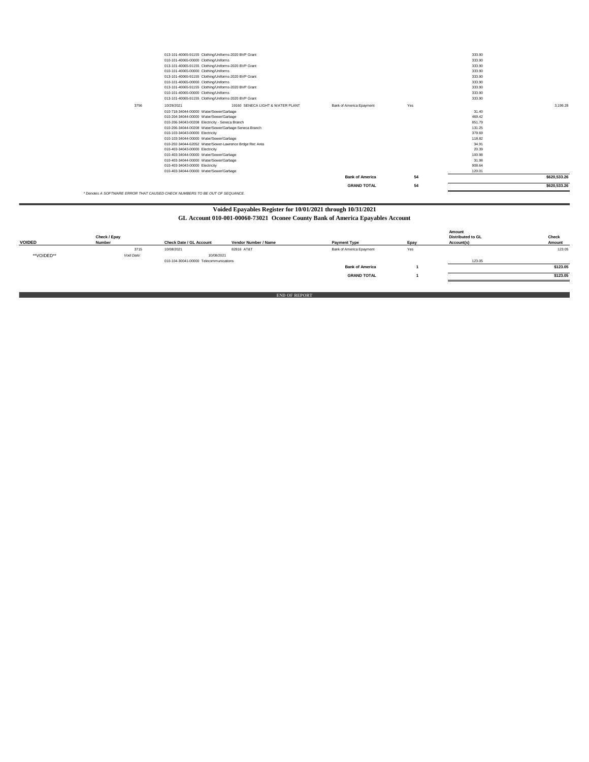| | | | | | | | |
|---|---|---|---|---|---|---|---|
| | | 013-101-40065-91155 Clothing/Uniforms-2020 BVP Grant | | | | 333.90 | |
| | | 010-101-40065-00000 Clothing/Uniforms | | | | 333.90 | |
| | | 013-101-40065-91155 Clothing/Uniforms-2020 BVP Grant | | | | 333.90 | |
| | | 010-101-40065-00000 Clothing/Uniforms | | | | 333.90 | |
| | | 013-101-40065-91155 Clothing/Uniforms-2020 BVP Grant | | | | 333.90 | |
| | | 010-101-40065-00000 Clothing/Uniforms | | | | 333.90 | |
| | | 013-101-40065-91155 Clothing/Uniforms-2020 BVP Grant | | | | 333.90 | |
| | | 010-101-40065-00000 Clothing/Uniforms | | | | 333.90 | |
| | | 013-101-40065-91155 Clothing/Uniforms-2020 BVP Grant | | | | 333.90 | |
| | 3756 | 10/29/2021 | 19160 SENECA LIGHT & WATER PLANT | Bank of America Epayment | Yes | | 3,199.28 |
| | | 010-718-34044-00000 Water/Sewer/Garbage | | | | 31.40 | |
| | | 010-204-34044-00000 Water/Sewer/Garbage | | | | 469.42 | |
| | | 010-206-34043-00208 Electricity - Seneca Branch | | | | 851.79 | |
| | | 010-206-34044-00208 Water/Sewer/Garbage-Seneca Branch | | | | 131.25 | |
| | | 010-103-34043-00000 Electricity | | | | 379.69 | |
| | | 010-103-34044-00000 Water/Sewer/Garbage | | | | 118.82 | |
| | | 010-202-34044-62052 Water/Sewer-Lawrence Brdge Rec Area | | | | 34.91 | |
| | | 010-403-34043-00000 Electricity | | | | 20.39 | |
| | | 010-403-34044-00000 Water/Sewer/Garbage | | | | 100.98 | |
| | | 010-403-34044-00000 Water/Sewer/Garbage | | | | 31.98 | |
| | | 010-403-34043-00000 Electricity | | | | 908.64 | |
| | | 010-403-34044-00000 Water/Sewer/Garbage | | | | 120.01 | |
| | | | | **Bank of America** | **54** | | **$620,533.26** |
| | | | | **GRAND TOTAL** | **54** | | **$620,533.26** |

*\* Denotes A SOFTWARE ERROR THAT CAUSED CHECK NUMBERS TO BE OUT OF SEQUANCE.*

## Voided Epayables Register for 10/01/2021 through 10/31/2021
## GL Account 010-001-00060-73021 Oconee County Bank of America Epayables Account

| VOIDED | Check / Epay Number | Check Date / GL Account | Vendor Number / Name | Payment Type | Epay | Amount Distributed to GL Account(s) | Check Amount |
|---|---|---|---|---|---|---|---|
| | 3715 | 10/08/2021 | 82816 AT&T | Bank of America Epayment | Yes | | 123.05 |
| **VOIDED** | *Void Date:* | 10/08/2021 | | | | | |
| | | 010-104-30041-00000 Telecommunications | | | | 123.05 | |
| | | | | **Bank of America** | **1** | | **$123.05** |
| | | | | **GRAND TOTAL** | **1** | | **$123.05** |

**END OF REPORT**